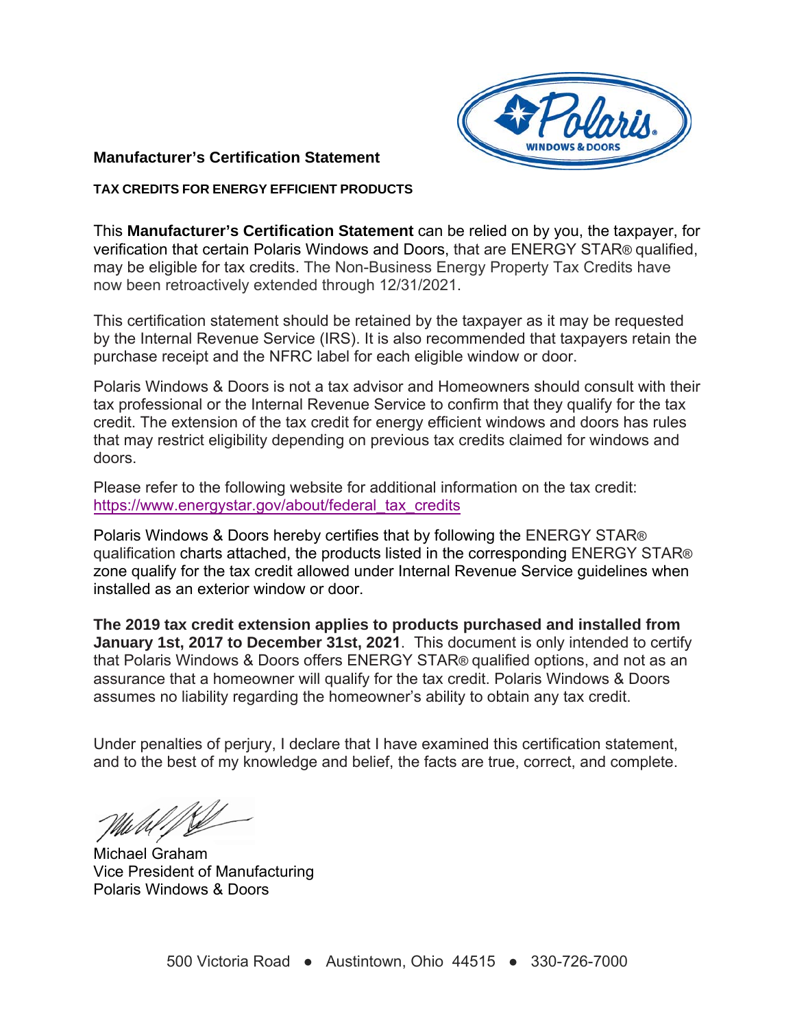## Manufacturer's Certification Statement

**TAX CREDITS FOR ENERGY EFFICIENT PRODUCTS**

This **Manufacturer's Certification Statement** can be relied on by you, the taxpayer, for verification that certain Polaris Windows and Doors, that are ENERGY STAR® qualified, may be eligible for tax credits. The Non-Business Energy Property Tax Credits have now been retroactively extended through 12/31/2021.

This certification statement should be retained by the taxpayer as it may be requested by the Internal Revenue Service (IRS). It is also recommended that taxpayers retain the purchase receipt and the NFRC label for each eligible window or door.

Polaris Windows & Doors is not a tax advisor and Homeowners should consult with their tax professional or the Internal Revenue Service to confirm that they qualify for the tax credit. The extension of the tax credit for energy efficient windows and doors has rules that may restrict eligibility depending on previous tax credits claimed for windows and doors.

Please refer to the following website for additional information on the tax credit: https://www.energystar.gov/about/federal_tax_credits

Polaris Windows & Doors hereby certifies that by following the ENERGY STAR® qualification charts attached, the products listed in the corresponding ENERGY STAR® zone qualify for the tax credit allowed under Internal Revenue Service guidelines when installed as an exterior window or door.

**The 2019 tax credit extension applies to products purchased and installed from January 1st, 2017 to December 31st, 2021**. This document is only intended to certify that Polaris Windows & Doors offers ENERGY STAR® qualified options, and not as an assurance that a homeowner will qualify for the tax credit. Polaris Windows & Doors assumes no liability regarding the homeowner's ability to obtain any tax credit.

Under penalties of perjury, I declare that I have examined this certification statement, and to the best of my knowledge and belief, the facts are true, correct, and complete.

Michael Graham
Vice President of Manufacturing
Polaris Windows & Doors

500 Victoria Road ● Austintown, Ohio 44515 ● 330-726-7000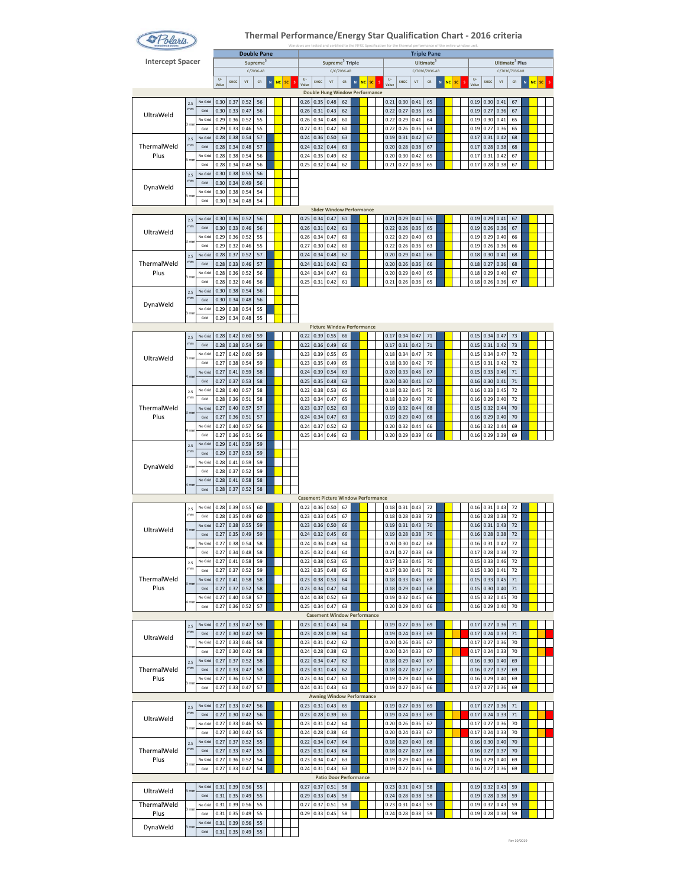# Thermal Performance/Energy Star Qualification Chart - 2016 criteria

Windows are tested and certified to the NFRC Specification for the thermal performance of the entire window unit.

| Intercept Spacer | | | Double Pane | | | | Triple Pane | | | | | | | | | | | |
|---|---|---|---|---|---|---|---|---|---|---|---|---|---|---|---|---|---|---|
| | | | Supreme[3] C/7036-AR | | | | Supreme[3] Triple C/C/7036-AR | | | | Ultimate[3] C/7036/7036-AR | | | | Ultimate[3] Plus C/7036/7036-KR | | | |
| | | | U-Value | SHGC | VT | CR | U-Value | SHGC | VT | CR | U-Value | SHGC | VT | CR | U-Value | SHGC | VT | CR |
| **Double Hung Window Performance** | | | | | | | | | | | | | | | | | | |
| UltraWeld | 2.5 mm | No Grid | 0.30 | 0.37 | 0.52 | 56 | 0.26 | 0.35 | 0.48 | 62 | 0.21 | 0.30 | 0.41 | 65 | 0.19 | 0.30 | 0.41 | 67 |
| | | Grid | 0.30 | 0.33 | 0.47 | 56 | 0.26 | 0.31 | 0.43 | 62 | 0.22 | 0.27 | 0.36 | 65 | 0.19 | 0.27 | 0.36 | 67 |
| | 3 mm | No Grid | 0.29 | 0.36 | 0.52 | 55 | 0.26 | 0.34 | 0.48 | 60 | 0.22 | 0.29 | 0.41 | 64 | 0.19 | 0.30 | 0.41 | 65 |
| | | Grid | 0.29 | 0.33 | 0.46 | 55 | 0.27 | 0.31 | 0.42 | 60 | 0.22 | 0.26 | 0.36 | 63 | 0.19 | 0.27 | 0.36 | 65 |
| ThermalWeld Plus | 2.5 mm | No Grid | 0.28 | 0.38 | 0.54 | 57 | 0.24 | 0.36 | 0.50 | 63 | 0.19 | 0.31 | 0.42 | 67 | 0.17 | 0.31 | 0.42 | 68 |
| | | Grid | 0.28 | 0.34 | 0.48 | 57 | 0.24 | 0.32 | 0.44 | 63 | 0.20 | 0.28 | 0.38 | 67 | 0.17 | 0.28 | 0.38 | 68 |
| | 3 mm | No Grid | 0.28 | 0.38 | 0.54 | 56 | 0.24 | 0.35 | 0.49 | 62 | 0.20 | 0.30 | 0.42 | 65 | 0.17 | 0.31 | 0.42 | 67 |
| | | Grid | 0.28 | 0.34 | 0.48 | 56 | 0.25 | 0.32 | 0.44 | 62 | 0.21 | 0.27 | 0.38 | 65 | 0.17 | 0.28 | 0.38 | 67 |
| DynaWeld | 2.5 mm | No Grid | 0.30 | 0.38 | 0.55 | 56 | | | | | | | | | | | | |
| | | Grid | 0.30 | 0.34 | 0.49 | 56 | | | | | | | | | | | | |
| | 3 mm | No Grid | 0.30 | 0.38 | 0.54 | 54 | | | | | | | | | | | | |
| | | Grid | 0.30 | 0.34 | 0.48 | 54 | | | | | | | | | | | | |
| **Slider Window Performance** | | | | | | | | | | | | | | | | | | |
| UltraWeld | 2.5 mm | No Grid | 0.30 | 0.36 | 0.52 | 56 | 0.25 | 0.34 | 0.47 | 61 | 0.21 | 0.29 | 0.41 | 65 | 0.19 | 0.29 | 0.41 | 67 |
| | | Grid | 0.30 | 0.33 | 0.46 | 56 | 0.26 | 0.31 | 0.42 | 61 | 0.22 | 0.26 | 0.36 | 65 | 0.19 | 0.26 | 0.36 | 67 |
| | 3 mm | No Grid | 0.29 | 0.36 | 0.52 | 55 | 0.26 | 0.34 | 0.47 | 60 | 0.22 | 0.29 | 0.40 | 63 | 0.19 | 0.29 | 0.40 | 66 |
| | | Grid | 0.29 | 0.32 | 0.46 | 55 | 0.27 | 0.30 | 0.42 | 60 | 0.22 | 0.26 | 0.36 | 63 | 0.19 | 0.26 | 0.36 | 66 |
| ThermalWeld Plus | 2.5 mm | No Grid | 0.28 | 0.37 | 0.52 | 57 | 0.24 | 0.34 | 0.48 | 62 | 0.20 | 0.29 | 0.41 | 66 | 0.18 | 0.30 | 0.41 | 68 |
| | | Grid | 0.28 | 0.33 | 0.46 | 57 | 0.24 | 0.31 | 0.42 | 62 | 0.20 | 0.26 | 0.36 | 66 | 0.18 | 0.27 | 0.36 | 68 |
| | 3 mm | No Grid | 0.28 | 0.36 | 0.52 | 56 | 0.24 | 0.34 | 0.47 | 61 | 0.20 | 0.29 | 0.40 | 65 | 0.18 | 0.29 | 0.40 | 67 |
| | | Grid | 0.28 | 0.32 | 0.46 | 56 | 0.25 | 0.31 | 0.42 | 61 | 0.21 | 0.26 | 0.36 | 65 | 0.18 | 0.26 | 0.36 | 67 |
| DynaWeld | 2.5 mm | No Grid | 0.30 | 0.38 | 0.54 | 56 | | | | | | | | | | | | |
| | | Grid | 0.30 | 0.34 | 0.48 | 56 | | | | | | | | | | | | |
| | 3 mm | No Grid | 0.29 | 0.38 | 0.54 | 55 | | | | | | | | | | | | |
| | | Grid | 0.29 | 0.34 | 0.48 | 55 | | | | | | | | | | | | |
| **Picture Window Performance** | | | | | | | | | | | | | | | | | | |
| UltraWeld | 2.5 mm | No Grid | 0.28 | 0.42 | 0.60 | 59 | 0.22 | 0.39 | 0.55 | 66 | 0.17 | 0.34 | 0.47 | 71 | 0.15 | 0.34 | 0.47 | 73 |
| | | Grid | 0.28 | 0.38 | 0.54 | 59 | 0.22 | 0.36 | 0.49 | 66 | 0.17 | 0.31 | 0.42 | 71 | 0.15 | 0.31 | 0.42 | 73 |
| | 3 mm | No Grid | 0.27 | 0.42 | 0.60 | 59 | 0.23 | 0.39 | 0.55 | 65 | 0.18 | 0.34 | 0.47 | 70 | 0.15 | 0.34 | 0.47 | 72 |
| | | Grid | 0.27 | 0.38 | 0.54 | 59 | 0.23 | 0.35 | 0.49 | 65 | 0.18 | 0.30 | 0.42 | 70 | 0.15 | 0.31 | 0.42 | 72 |
| | 4 mm | No Grid | 0.27 | 0.41 | 0.59 | 58 | 0.24 | 0.39 | 0.54 | 63 | 0.20 | 0.33 | 0.46 | 67 | 0.15 | 0.33 | 0.46 | 71 |
| | | Grid | 0.27 | 0.37 | 0.53 | 58 | 0.25 | 0.35 | 0.48 | 63 | 0.20 | 0.30 | 0.41 | 67 | 0.16 | 0.30 | 0.41 | 71 |
| ThermalWeld Plus | 2.5 mm | No Grid | 0.28 | 0.40 | 0.57 | 58 | 0.22 | 0.38 | 0.53 | 65 | 0.18 | 0.32 | 0.45 | 70 | 0.16 | 0.33 | 0.45 | 72 |
| | | Grid | 0.28 | 0.36 | 0.51 | 58 | 0.23 | 0.34 | 0.47 | 65 | 0.18 | 0.29 | 0.40 | 70 | 0.16 | 0.29 | 0.40 | 72 |
| | 3 mm | No Grid | 0.27 | 0.40 | 0.57 | 57 | 0.23 | 0.37 | 0.52 | 63 | 0.19 | 0.32 | 0.44 | 68 | 0.15 | 0.32 | 0.44 | 70 |
| | | Grid | 0.27 | 0.36 | 0.51 | 57 | 0.24 | 0.34 | 0.47 | 63 | 0.19 | 0.29 | 0.40 | 68 | 0.16 | 0.29 | 0.40 | 70 |
| | 4 mm | No Grid | 0.27 | 0.40 | 0.57 | 56 | 0.24 | 0.37 | 0.52 | 62 | 0.20 | 0.32 | 0.44 | 66 | 0.16 | 0.32 | 0.44 | 69 |
| | | Grid | 0.27 | 0.36 | 0.51 | 56 | 0.25 | 0.34 | 0.46 | 62 | 0.20 | 0.29 | 0.39 | 66 | 0.16 | 0.29 | 0.39 | 69 |
| DynaWeld | 2.5 mm | No Grid | 0.29 | 0.41 | 0.59 | 59 | | | | | | | | | | | | |
| | | Grid | 0.29 | 0.37 | 0.53 | 59 | | | | | | | | | | | | |
| | 3 mm | No Grid | 0.28 | 0.41 | 0.59 | 59 | | | | | | | | | | | | |
| | | Grid | 0.28 | 0.37 | 0.52 | 59 | | | | | | | | | | | | |
| | 4 mm | No Grid | 0.28 | 0.41 | 0.58 | 58 | | | | | | | | | | | | |
| | | Grid | 0.28 | 0.37 | 0.52 | 58 | | | | | | | | | | | | |
| **Casement Picture Window Performance** | | | | | | | | | | | | | | | | | | |
| UltraWeld | 2.5 mm | No Grid | 0.28 | 0.39 | 0.55 | 60 | 0.22 | 0.36 | 0.50 | 67 | 0.18 | 0.31 | 0.43 | 72 | 0.16 | 0.31 | 0.43 | 72 |
| | | Grid | 0.28 | 0.35 | 0.49 | 60 | 0.23 | 0.33 | 0.45 | 67 | 0.18 | 0.28 | 0.38 | 72 | 0.16 | 0.28 | 0.38 | 72 |
| | 3 mm | No Grid | 0.27 | 0.38 | 0.55 | 59 | 0.23 | 0.36 | 0.50 | 66 | 0.19 | 0.31 | 0.43 | 70 | 0.16 | 0.31 | 0.43 | 72 |
| | | Grid | 0.27 | 0.35 | 0.49 | 59 | 0.24 | 0.32 | 0.45 | 66 | 0.19 | 0.28 | 0.38 | 70 | 0.16 | 0.28 | 0.38 | 72 |
| | 4 mm | No Grid | 0.27 | 0.38 | 0.54 | 58 | 0.24 | 0.36 | 0.49 | 64 | 0.20 | 0.30 | 0.42 | 68 | 0.16 | 0.31 | 0.42 | 72 |
| | | Grid | 0.27 | 0.34 | 0.48 | 58 | 0.25 | 0.32 | 0.44 | 64 | 0.21 | 0.27 | 0.38 | 68 | 0.17 | 0.28 | 0.38 | 72 |
| ThermalWeld Plus | 2.5 mm | No Grid | 0.27 | 0.41 | 0.58 | 59 | 0.22 | 0.38 | 0.53 | 65 | 0.17 | 0.33 | 0.46 | 70 | 0.15 | 0.33 | 0.46 | 72 |
| | | Grid | 0.27 | 0.37 | 0.52 | 59 | 0.22 | 0.35 | 0.48 | 65 | 0.17 | 0.30 | 0.41 | 70 | 0.15 | 0.30 | 0.41 | 72 |
| | 3 mm | No Grid | 0.27 | 0.41 | 0.58 | 58 | 0.23 | 0.38 | 0.53 | 64 | 0.18 | 0.33 | 0.45 | 68 | 0.15 | 0.33 | 0.45 | 71 |
| | | Grid | 0.27 | 0.37 | 0.52 | 58 | 0.23 | 0.34 | 0.47 | 64 | 0.18 | 0.29 | 0.40 | 68 | 0.15 | 0.30 | 0.40 | 71 |
| | 4 mm | No Grid | 0.27 | 0.40 | 0.58 | 57 | 0.24 | 0.38 | 0.52 | 63 | 0.19 | 0.32 | 0.45 | 66 | 0.15 | 0.32 | 0.45 | 70 |
| | | Grid | 0.27 | 0.36 | 0.52 | 57 | 0.25 | 0.34 | 0.47 | 63 | 0.20 | 0.29 | 0.40 | 66 | 0.16 | 0.29 | 0.40 | 70 |
| **Casement Window Performance** | | | | | | | | | | | | | | | | | | |
| UltraWeld | 2.5 mm | No Grid | 0.27 | 0.33 | 0.47 | 59 | 0.23 | 0.31 | 0.43 | 64 | 0.19 | 0.27 | 0.36 | 69 | 0.17 | 0.27 | 0.36 | 71 |
| | | Grid | 0.27 | 0.30 | 0.42 | 59 | 0.23 | 0.28 | 0.39 | 64 | 0.19 | 0.24 | 0.33 | 69 | 0.17 | 0.24 | 0.33 | 71 |
| | 3 mm | No Grid | 0.27 | 0.33 | 0.46 | 58 | 0.23 | 0.31 | 0.42 | 62 | 0.20 | 0.26 | 0.36 | 67 | 0.17 | 0.27 | 0.36 | 70 |
| | | Grid | 0.27 | 0.30 | 0.42 | 58 | 0.24 | 0.28 | 0.38 | 62 | 0.20 | 0.24 | 0.33 | 67 | 0.17 | 0.24 | 0.33 | 70 |
| ThermalWeld Plus | 2.5 mm | No Grid | 0.27 | 0.37 | 0.52 | 58 | 0.22 | 0.34 | 0.47 | 62 | 0.18 | 0.29 | 0.40 | 67 | 0.16 | 0.30 | 0.40 | 69 |
| | | Grid | 0.27 | 0.33 | 0.47 | 58 | 0.23 | 0.31 | 0.43 | 62 | 0.18 | 0.27 | 0.37 | 67 | 0.16 | 0.27 | 0.37 | 69 |
| | 3 mm | No Grid | 0.27 | 0.36 | 0.52 | 57 | 0.23 | 0.34 | 0.47 | 61 | 0.19 | 0.29 | 0.40 | 66 | 0.16 | 0.29 | 0.40 | 69 |
| | | Grid | 0.27 | 0.33 | 0.47 | 57 | 0.24 | 0.31 | 0.43 | 61 | 0.19 | 0.27 | 0.36 | 66 | 0.17 | 0.27 | 0.36 | 69 |
| **Awning Window Performance** | | | | | | | | | | | | | | | | | | |
| UltraWeld | 2.5 mm | No Grid | 0.27 | 0.33 | 0.47 | 56 | 0.23 | 0.31 | 0.43 | 65 | 0.19 | 0.27 | 0.36 | 69 | 0.17 | 0.27 | 0.36 | 71 |
| | | Grid | 0.27 | 0.30 | 0.42 | 56 | 0.23 | 0.28 | 0.39 | 65 | 0.19 | 0.24 | 0.33 | 69 | 0.17 | 0.24 | 0.33 | 71 |
| | 3 mm | No Grid | 0.27 | 0.33 | 0.46 | 55 | 0.23 | 0.31 | 0.42 | 64 | 0.20 | 0.26 | 0.36 | 67 | 0.17 | 0.27 | 0.36 | 70 |
| | | Grid | 0.27 | 0.30 | 0.42 | 55 | 0.24 | 0.28 | 0.38 | 64 | 0.20 | 0.24 | 0.33 | 67 | 0.17 | 0.24 | 0.33 | 70 |
| ThermalWeld Plus | 2.5 mm | No Grid | 0.27 | 0.37 | 0.52 | 55 | 0.22 | 0.34 | 0.47 | 64 | 0.18 | 0.29 | 0.40 | 68 | 0.16 | 0.30 | 0.40 | 70 |
| | | Grid | 0.27 | 0.33 | 0.47 | 55 | 0.23 | 0.31 | 0.43 | 64 | 0.18 | 0.27 | 0.37 | 68 | 0.16 | 0.27 | 0.37 | 70 |
| | 3 mm | No Grid | 0.27 | 0.36 | 0.52 | 54 | 0.23 | 0.34 | 0.47 | 63 | 0.19 | 0.29 | 0.40 | 66 | 0.16 | 0.29 | 0.40 | 69 |
| | | Grid | 0.27 | 0.33 | 0.47 | 54 | 0.24 | 0.31 | 0.43 | 63 | 0.19 | 0.27 | 0.36 | 66 | 0.16 | 0.27 | 0.36 | 69 |
| **Patio Door Performance** | | | | | | | | | | | | | | | | | | |
| UltraWeld | 3 mm | No Grid | 0.31 | 0.39 | 0.56 | 55 | 0.27 | 0.37 | 0.51 | 58 | 0.23 | 0.31 | 0.43 | 58 | 0.19 | 0.32 | 0.43 | 59 |
| | | Grid | 0.31 | 0.35 | 0.49 | 55 | 0.29 | 0.33 | 0.45 | 58 | 0.24 | 0.28 | 0.38 | 58 | 0.19 | 0.28 | 0.38 | 59 |
| ThermalWeld Plus | 3 mm | No Grid | 0.31 | 0.39 | 0.56 | 55 | 0.27 | 0.37 | 0.51 | 58 | 0.23 | 0.31 | 0.43 | 59 | 0.19 | 0.32 | 0.43 | 59 |
| | | Grid | 0.31 | 0.35 | 0.49 | 55 | 0.29 | 0.33 | 0.45 | 58 | 0.24 | 0.28 | 0.38 | 59 | 0.19 | 0.28 | 0.38 | 59 |
| DynaWeld | 3 mm | No Grid | 0.31 | 0.39 | 0.56 | 55 | | | | | | | | | | | | |
| | | Grid | 0.31 | 0.35 | 0.49 | 55 | | | | | | | | | | | | |

Rev 10/2016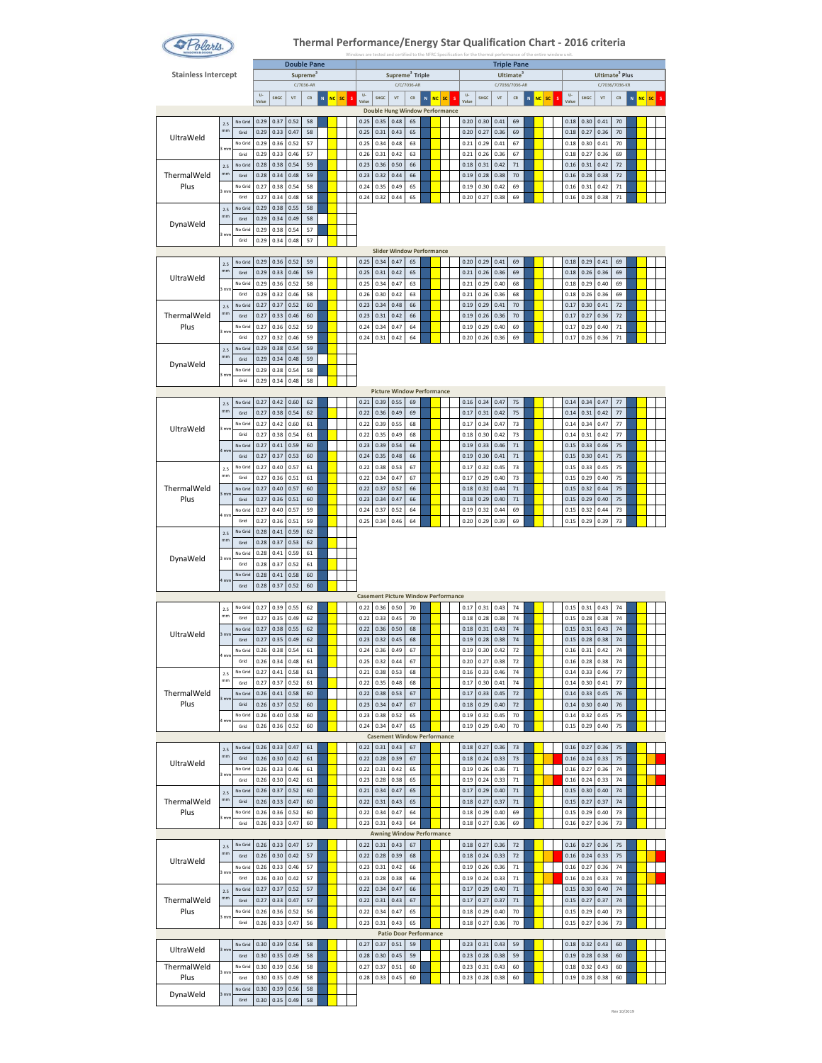# Thermal Performance/Energy Star Qualification Chart - 2016 criteria

Windows are tested and certified to the NFRC Specification for the thermal performance of the entire window unit.

**Stainless Intercept**

| | | | Double Pane | | | | Triple Pane | | | | | | | | | | | |
|---|---|---|---|---|---|---|---|---|---|---|---|---|---|---|---|---|---|---|
| | | | Supreme[3] C/7036-AR | | | | Supreme[3] Triple C/C/7036-AR | | | | Ultimate[3] C/7036/7036-AR | | | | Ultimate[3] Plus C/7036/7036-KR | | | |
| | | | U-Value | SHGC | VT | CR | U-Value | SHGC | VT | CR | U-Value | SHGC | VT | CR | U-Value | SHGC | VT | CR |
| **Double Hung Window Performance** | | | | | | | | | | | | | | | | | | |
| UltraWeld | 2.5 mm | No Grid | 0.29 | 0.37 | 0.52 | 58 | 0.25 | 0.35 | 0.48 | 65 | 0.20 | 0.30 | 0.41 | 69 | 0.18 | 0.30 | 0.41 | 70 |
| | | Grid | 0.29 | 0.33 | 0.47 | 58 | 0.25 | 0.31 | 0.43 | 65 | 0.20 | 0.27 | 0.36 | 69 | 0.18 | 0.27 | 0.36 | 70 |
| | 3 mm | No Grid | 0.29 | 0.36 | 0.52 | 57 | 0.25 | 0.34 | 0.48 | 63 | 0.21 | 0.29 | 0.41 | 67 | 0.18 | 0.30 | 0.41 | 70 |
| | | Grid | 0.29 | 0.33 | 0.46 | 57 | 0.26 | 0.31 | 0.42 | 63 | 0.21 | 0.26 | 0.36 | 67 | 0.18 | 0.27 | 0.36 | 69 |
| ThermalWeld Plus | 2.5 mm | No Grid | 0.28 | 0.38 | 0.54 | 59 | 0.23 | 0.36 | 0.50 | 66 | 0.18 | 0.31 | 0.42 | 71 | 0.16 | 0.31 | 0.42 | 72 |
| | | Grid | 0.28 | 0.34 | 0.48 | 59 | 0.23 | 0.32 | 0.44 | 66 | 0.19 | 0.28 | 0.38 | 70 | 0.16 | 0.28 | 0.38 | 72 |
| | 3 mm | No Grid | 0.27 | 0.38 | 0.54 | 58 | 0.24 | 0.35 | 0.49 | 65 | 0.19 | 0.30 | 0.42 | 69 | 0.16 | 0.31 | 0.42 | 71 |
| | | Grid | 0.27 | 0.34 | 0.48 | 58 | 0.24 | 0.32 | 0.44 | 65 | 0.20 | 0.27 | 0.38 | 69 | 0.16 | 0.28 | 0.38 | 71 |
| DynaWeld | 2.5 mm | No Grid | 0.29 | 0.38 | 0.55 | 58 | | | | | | | | | | | | |
| | | Grid | 0.29 | 0.34 | 0.49 | 58 | | | | | | | | | | | | |
| | 3 mm | No Grid | 0.29 | 0.38 | 0.54 | 57 | | | | | | | | | | | | |
| | | Grid | 0.29 | 0.34 | 0.48 | 57 | | | | | | | | | | | | |
| **Slider Window Performance** | | | | | | | | | | | | | | | | | | |
| UltraWeld | 2.5 mm | No Grid | 0.29 | 0.36 | 0.52 | 59 | 0.25 | 0.34 | 0.47 | 65 | 0.20 | 0.29 | 0.41 | 69 | 0.18 | 0.29 | 0.41 | 69 |
| | | Grid | 0.29 | 0.33 | 0.46 | 59 | 0.25 | 0.31 | 0.42 | 65 | 0.21 | 0.26 | 0.36 | 69 | 0.18 | 0.26 | 0.36 | 69 |
| | 3 mm | No Grid | 0.29 | 0.36 | 0.52 | 58 | 0.25 | 0.34 | 0.47 | 63 | 0.21 | 0.29 | 0.40 | 68 | 0.18 | 0.29 | 0.40 | 69 |
| | | Grid | 0.29 | 0.32 | 0.46 | 58 | 0.26 | 0.30 | 0.42 | 63 | 0.21 | 0.26 | 0.36 | 68 | 0.18 | 0.26 | 0.36 | 69 |
| ThermalWeld Plus | 2.5 mm | No Grid | 0.27 | 0.37 | 0.52 | 60 | 0.23 | 0.34 | 0.48 | 66 | 0.19 | 0.29 | 0.41 | 70 | 0.17 | 0.30 | 0.41 | 72 |
| | | Grid | 0.27 | 0.33 | 0.46 | 60 | 0.23 | 0.31 | 0.42 | 66 | 0.19 | 0.26 | 0.36 | 70 | 0.17 | 0.27 | 0.36 | 72 |
| | 3 mm | No Grid | 0.27 | 0.36 | 0.52 | 59 | 0.24 | 0.34 | 0.47 | 64 | 0.19 | 0.29 | 0.40 | 69 | 0.17 | 0.29 | 0.40 | 71 |
| | | Grid | 0.27 | 0.32 | 0.46 | 59 | 0.24 | 0.31 | 0.42 | 64 | 0.20 | 0.26 | 0.36 | 69 | 0.17 | 0.26 | 0.36 | 71 |
| DynaWeld | 2.5 mm | No Grid | 0.29 | 0.38 | 0.54 | 59 | | | | | | | | | | | | |
| | | Grid | 0.29 | 0.34 | 0.48 | 59 | | | | | | | | | | | | |
| | 3 mm | No Grid | 0.29 | 0.38 | 0.54 | 58 | | | | | | | | | | | | |
| | | Grid | 0.29 | 0.34 | 0.48 | 58 | | | | | | | | | | | | |
| **Picture Window Performance** | | | | | | | | | | | | | | | | | | |
| UltraWeld | 2.5 mm | No Grid | 0.27 | 0.42 | 0.60 | 62 | 0.21 | 0.39 | 0.55 | 69 | 0.16 | 0.34 | 0.47 | 75 | 0.14 | 0.34 | 0.47 | 77 |
| | | Grid | 0.27 | 0.38 | 0.54 | 62 | 0.22 | 0.36 | 0.49 | 69 | 0.17 | 0.31 | 0.42 | 75 | 0.14 | 0.31 | 0.42 | 77 |
| | 3 mm | No Grid | 0.27 | 0.42 | 0.60 | 61 | 0.22 | 0.39 | 0.55 | 68 | 0.17 | 0.34 | 0.47 | 73 | 0.14 | 0.34 | 0.47 | 77 |
| | | Grid | 0.27 | 0.38 | 0.54 | 61 | 0.22 | 0.35 | 0.49 | 68 | 0.18 | 0.30 | 0.42 | 73 | 0.14 | 0.31 | 0.42 | 77 |
| | 4 mm | No Grid | 0.27 | 0.41 | 0.59 | 60 | 0.23 | 0.39 | 0.54 | 66 | 0.19 | 0.33 | 0.46 | 71 | 0.15 | 0.33 | 0.46 | 75 |
| | | Grid | 0.27 | 0.37 | 0.53 | 60 | 0.24 | 0.35 | 0.48 | 66 | 0.19 | 0.30 | 0.41 | 71 | 0.15 | 0.30 | 0.41 | 75 |
| ThermalWeld Plus | 2.5 mm | No Grid | 0.27 | 0.40 | 0.57 | 61 | 0.22 | 0.38 | 0.53 | 67 | 0.17 | 0.32 | 0.45 | 73 | 0.15 | 0.33 | 0.45 | 75 |
| | | Grid | 0.27 | 0.36 | 0.51 | 61 | 0.22 | 0.34 | 0.47 | 67 | 0.17 | 0.29 | 0.40 | 73 | 0.15 | 0.29 | 0.40 | 75 |
| | 3 mm | No Grid | 0.27 | 0.40 | 0.57 | 60 | 0.22 | 0.37 | 0.52 | 66 | 0.18 | 0.32 | 0.44 | 71 | 0.15 | 0.32 | 0.44 | 75 |
| | | Grid | 0.27 | 0.36 | 0.51 | 60 | 0.23 | 0.34 | 0.47 | 66 | 0.18 | 0.29 | 0.40 | 71 | 0.15 | 0.29 | 0.40 | 75 |
| | 4 mm | No Grid | 0.27 | 0.40 | 0.57 | 59 | 0.24 | 0.37 | 0.52 | 64 | 0.19 | 0.32 | 0.44 | 69 | 0.15 | 0.32 | 0.44 | 73 |
| | | Grid | 0.27 | 0.36 | 0.51 | 59 | 0.25 | 0.34 | 0.46 | 64 | 0.20 | 0.29 | 0.39 | 69 | 0.15 | 0.29 | 0.39 | 73 |
| DynaWeld | 2.5 mm | No Grid | 0.28 | 0.41 | 0.59 | 62 | | | | | | | | | | | | |
| | | Grid | 0.28 | 0.37 | 0.53 | 62 | | | | | | | | | | | | |
| | 3 mm | No Grid | 0.28 | 0.41 | 0.59 | 61 | | | | | | | | | | | | |
| | | Grid | 0.28 | 0.37 | 0.52 | 61 | | | | | | | | | | | | |
| | 4 mm | No Grid | 0.28 | 0.41 | 0.58 | 60 | | | | | | | | | | | | |
| | | Grid | 0.28 | 0.37 | 0.52 | 60 | | | | | | | | | | | | |
| **Casement Picture Window Performance** | | | | | | | | | | | | | | | | | | |
| UltraWeld | 2.5 mm | No Grid | 0.27 | 0.39 | 0.55 | 62 | 0.22 | 0.36 | 0.50 | 70 | 0.17 | 0.31 | 0.43 | 74 | 0.15 | 0.31 | 0.43 | 74 |
| | | Grid | 0.27 | 0.35 | 0.49 | 62 | 0.22 | 0.33 | 0.45 | 70 | 0.18 | 0.28 | 0.38 | 74 | 0.15 | 0.28 | 0.38 | 74 |
| | 3 mm | No Grid | 0.27 | 0.38 | 0.55 | 62 | 0.22 | 0.36 | 0.50 | 68 | 0.18 | 0.31 | 0.43 | 74 | 0.15 | 0.31 | 0.43 | 74 |
| | | Grid | 0.27 | 0.35 | 0.49 | 62 | 0.23 | 0.32 | 0.45 | 68 | 0.19 | 0.28 | 0.38 | 74 | 0.15 | 0.28 | 0.38 | 74 |
| | 4 mm | No Grid | 0.26 | 0.38 | 0.54 | 61 | 0.24 | 0.36 | 0.49 | 67 | 0.19 | 0.30 | 0.42 | 72 | 0.16 | 0.31 | 0.42 | 74 |
| | | Grid | 0.26 | 0.34 | 0.48 | 61 | 0.25 | 0.32 | 0.44 | 67 | 0.20 | 0.27 | 0.38 | 72 | 0.16 | 0.28 | 0.38 | 74 |
| ThermalWeld Plus | 2.5 mm | No Grid | 0.27 | 0.41 | 0.58 | 61 | 0.21 | 0.38 | 0.53 | 68 | 0.16 | 0.33 | 0.46 | 74 | 0.14 | 0.33 | 0.46 | 77 |
| | | Grid | 0.27 | 0.37 | 0.52 | 61 | 0.22 | 0.35 | 0.48 | 68 | 0.17 | 0.30 | 0.41 | 74 | 0.14 | 0.30 | 0.41 | 77 |
| | 3 mm | No Grid | 0.26 | 0.41 | 0.58 | 60 | 0.22 | 0.38 | 0.53 | 67 | 0.17 | 0.33 | 0.45 | 72 | 0.14 | 0.33 | 0.45 | 76 |
| | | Grid | 0.26 | 0.37 | 0.52 | 60 | 0.23 | 0.34 | 0.47 | 67 | 0.18 | 0.29 | 0.40 | 72 | 0.14 | 0.30 | 0.40 | 76 |
| | 4 mm | No Grid | 0.26 | 0.40 | 0.58 | 60 | 0.23 | 0.38 | 0.52 | 65 | 0.19 | 0.32 | 0.45 | 70 | 0.14 | 0.32 | 0.45 | 75 |
| | | Grid | 0.26 | 0.36 | 0.52 | 60 | 0.24 | 0.34 | 0.47 | 65 | 0.19 | 0.29 | 0.40 | 70 | 0.15 | 0.29 | 0.40 | 75 |
| **Casement Window Performance** | | | | | | | | | | | | | | | | | | |
| UltraWeld | 2.5 mm | No Grid | 0.26 | 0.33 | 0.47 | 61 | 0.22 | 0.31 | 0.43 | 67 | 0.18 | 0.27 | 0.36 | 73 | 0.16 | 0.27 | 0.36 | 75 |
| | | Grid | 0.26 | 0.30 | 0.42 | 61 | 0.22 | 0.28 | 0.39 | 67 | 0.18 | 0.24 | 0.33 | 73 | 0.16 | 0.24 | 0.33 | 75 |
| | 3 mm | No Grid | 0.26 | 0.33 | 0.46 | 61 | 0.22 | 0.31 | 0.42 | 65 | 0.19 | 0.26 | 0.36 | 71 | 0.16 | 0.27 | 0.36 | 74 |
| | | Grid | 0.26 | 0.30 | 0.42 | 61 | 0.23 | 0.28 | 0.38 | 65 | 0.19 | 0.24 | 0.33 | 71 | 0.16 | 0.24 | 0.33 | 74 |
| ThermalWeld Plus | 2.5 mm | No Grid | 0.26 | 0.37 | 0.52 | 60 | 0.21 | 0.34 | 0.47 | 65 | 0.17 | 0.29 | 0.40 | 71 | 0.15 | 0.30 | 0.40 | 74 |
| | | Grid | 0.26 | 0.33 | 0.47 | 60 | 0.22 | 0.31 | 0.43 | 65 | 0.18 | 0.27 | 0.37 | 71 | 0.15 | 0.27 | 0.37 | 74 |
| | 3 mm | No Grid | 0.26 | 0.36 | 0.52 | 60 | 0.22 | 0.34 | 0.47 | 64 | 0.18 | 0.29 | 0.40 | 69 | 0.15 | 0.29 | 0.40 | 73 |
| | | Grid | 0.26 | 0.33 | 0.47 | 60 | 0.23 | 0.31 | 0.43 | 64 | 0.18 | 0.27 | 0.36 | 69 | 0.16 | 0.27 | 0.36 | 73 |
| **Awning Window Performance** | | | | | | | | | | | | | | | | | | |
| UltraWeld | 2.5 mm | No Grid | 0.26 | 0.33 | 0.47 | 57 | 0.22 | 0.31 | 0.43 | 67 | 0.18 | 0.27 | 0.36 | 72 | 0.16 | 0.27 | 0.36 | 75 |
| | | Grid | 0.26 | 0.30 | 0.42 | 57 | 0.22 | 0.28 | 0.39 | 68 | 0.18 | 0.24 | 0.33 | 72 | 0.16 | 0.24 | 0.33 | 75 |
| | 3 mm | No Grid | 0.26 | 0.33 | 0.46 | 57 | 0.23 | 0.31 | 0.42 | 66 | 0.19 | 0.26 | 0.36 | 71 | 0.16 | 0.27 | 0.36 | 74 |
| | | Grid | 0.26 | 0.30 | 0.42 | 57 | 0.23 | 0.28 | 0.38 | 66 | 0.19 | 0.24 | 0.33 | 71 | 0.16 | 0.24 | 0.33 | 74 |
| ThermalWeld Plus | 2.5 mm | No Grid | 0.27 | 0.37 | 0.52 | 57 | 0.22 | 0.34 | 0.47 | 66 | 0.17 | 0.29 | 0.40 | 71 | 0.15 | 0.30 | 0.40 | 74 |
| | | Grid | 0.27 | 0.33 | 0.47 | 57 | 0.22 | 0.31 | 0.43 | 67 | 0.17 | 0.27 | 0.37 | 71 | 0.15 | 0.27 | 0.37 | 74 |
| | 3 mm | No Grid | 0.26 | 0.36 | 0.52 | 56 | 0.22 | 0.34 | 0.47 | 65 | 0.18 | 0.29 | 0.40 | 70 | 0.15 | 0.29 | 0.40 | 73 |
| | | Grid | 0.26 | 0.33 | 0.47 | 56 | 0.23 | 0.31 | 0.43 | 65 | 0.18 | 0.27 | 0.36 | 70 | 0.15 | 0.27 | 0.36 | 73 |
| **Patio Door Performance** | | | | | | | | | | | | | | | | | | |
| UltraWeld | 3 mm | No Grid | 0.30 | 0.39 | 0.56 | 58 | 0.27 | 0.37 | 0.51 | 59 | 0.23 | 0.31 | 0.43 | 59 | 0.18 | 0.32 | 0.43 | 60 |
| | | Grid | 0.30 | 0.35 | 0.49 | 58 | 0.28 | 0.30 | 0.45 | 59 | 0.23 | 0.28 | 0.38 | 59 | 0.19 | 0.28 | 0.38 | 60 |
| ThermalWeld Plus | 3 mm | No Grid | 0.30 | 0.39 | 0.56 | 58 | 0.27 | 0.37 | 0.51 | 60 | 0.23 | 0.31 | 0.43 | 60 | 0.18 | 0.32 | 0.43 | 60 |
| | | Grid | 0.30 | 0.35 | 0.49 | 58 | 0.28 | 0.33 | 0.45 | 60 | 0.23 | 0.28 | 0.38 | 60 | 0.19 | 0.28 | 0.38 | 60 |
| DynaWeld | 3 mm | No Grid | 0.30 | 0.39 | 0.56 | 58 | | | | | | | | | | | | |
| | | Grid | 0.30 | 0.35 | 0.49 | 58 | | | | | | | | | | | | |

Rev 10/2019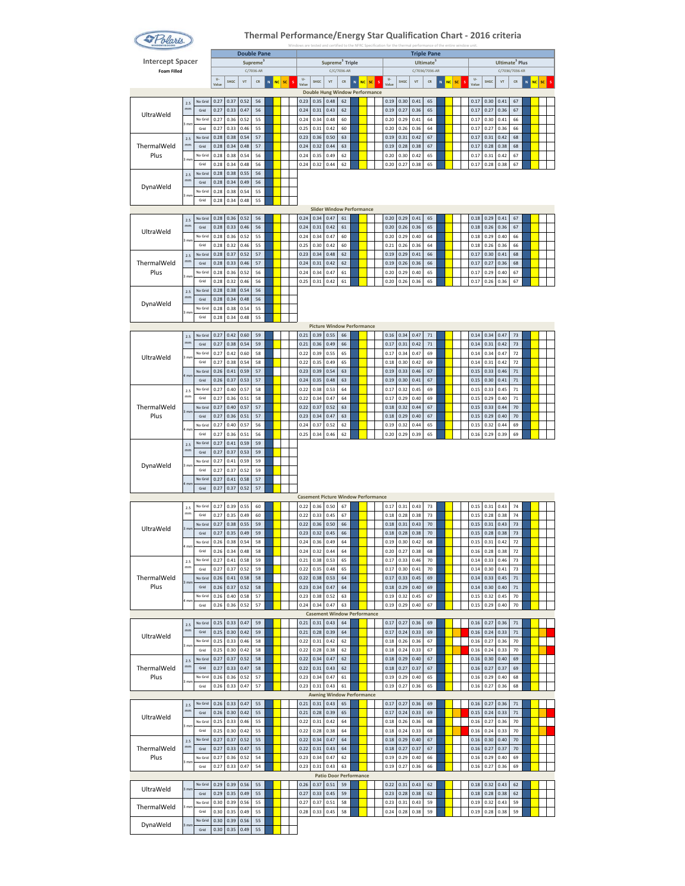# Thermal Performance/Energy Star Qualification Chart - 2016 criteria

Windows are tested and certified to the NFRC Specification for the thermal performance of the entire window unit.

**Intercept Spacer**
Foam Filled

| | | | Double Pane | | | | | | | | Triple Pane | | | | | | | | | | | | | | | | | | | | | | | |
|---|---|---|---|---|---|---|---|---|---|---|---|---|---|---|---|---|---|---|---|---|---|---|---|---|---|---|---|---|---|---|---|---|---|---|
| | | | Supreme³ C/7036-AR | | | | | | | | Supreme³ Triple C/C/7036-AR | | | | | | | | Ultimate³ C/7036/7036-AR | | | | | | | | Ultimate³ Plus C/7036-XR | | | | | | | |
| | | | U-Value | SHGC | VT | CR | N | NC | SC | S | U-Value | SHGC | VT | CR | N | NC | SC | S | U-Value | SHGC | VT | CR | N | NC | SC | S | U-Value | SHGC | VT | CR | N | NC | SC | S |
| **Double Hung Window Performance** | | | | | | | | | | | | | | | | | | | | | | | | | | | | | | | | | | |
| UltraWeld | 2.5 mm | No Grid | 0.27 | 0.37 | 0.52 | 56 | | | | | 0.23 | 0.35 | 0.48 | 62 | | | | | 0.19 | 0.30 | 0.41 | 65 | | | | | 0.17 | 0.30 | 0.41 | 67 | | | | |
| | | Grid | 0.27 | 0.33 | 0.47 | 56 | | | | | 0.24 | 0.31 | 0.43 | 62 | | | | | 0.19 | 0.27 | 0.36 | 65 | | | | | 0.17 | 0.27 | 0.36 | 67 | | | | |
| | 3 mm | No Grid | 0.27 | 0.36 | 0.52 | 55 | | | | | 0.24 | 0.34 | 0.48 | 60 | | | | | 0.20 | 0.29 | 0.41 | 64 | | | | | 0.17 | 0.30 | 0.41 | 66 | | | | |
| | | Grid | 0.27 | 0.33 | 0.46 | 55 | | | | | 0.25 | 0.31 | 0.42 | 60 | | | | | 0.20 | 0.26 | 0.36 | 64 | | | | | 0.17 | 0.27 | 0.36 | 66 | | | | |
| ThermalWeld Plus | 2.5 mm | No Grid | 0.28 | 0.38 | 0.54 | 57 | | | | | 0.23 | 0.36 | 0.50 | 63 | | | | | 0.19 | 0.31 | 0.42 | 67 | | | | | 0.17 | 0.31 | 0.42 | 68 | | | | |
| | | Grid | 0.28 | 0.34 | 0.48 | 57 | | | | | 0.24 | 0.32 | 0.44 | 63 | | | | | 0.19 | 0.28 | 0.38 | 67 | | | | | 0.17 | 0.28 | 0.38 | 68 | | | | |
| | 3 mm | No Grid | 0.28 | 0.38 | 0.54 | 56 | | | | | 0.24 | 0.35 | 0.49 | 62 | | | | | 0.20 | 0.30 | 0.42 | 65 | | | | | 0.17 | 0.31 | 0.42 | 67 | | | | |
| | | Grid | 0.28 | 0.34 | 0.48 | 56 | | | | | 0.24 | 0.32 | 0.44 | 62 | | | | | 0.20 | 0.27 | 0.38 | 65 | | | | | 0.17 | 0.28 | 0.38 | 67 | | | | |
| DynaWeld | 2.5 mm | No Grid | 0.28 | 0.38 | 0.55 | 56 | | | | | | | | | | | | | | | | | | | | | | | | | | | | |
| | | Grid | 0.28 | 0.34 | 0.49 | 56 | | | | | | | | | | | | | | | | | | | | | | | | | | | | |
| | 3 mm | No Grid | 0.28 | 0.38 | 0.54 | 55 | | | | | | | | | | | | | | | | | | | | | | | | | | | | |
| | | Grid | 0.28 | 0.34 | 0.48 | 55 | | | | | | | | | | | | | | | | | | | | | | | | | | | | |
| **Slider Window Performance** | | | | | | | | | | | | | | | | | | | | | | | | | | | | | | | | | | |
| UltraWeld | 2.5 mm | No Grid | 0.28 | 0.36 | 0.52 | 56 | | | | | 0.24 | 0.34 | 0.47 | 61 | | | | | 0.20 | 0.29 | 0.41 | 65 | | | | | 0.18 | 0.29 | 0.41 | 67 | | | | |
| | | Grid | 0.28 | 0.33 | 0.46 | 56 | | | | | 0.24 | 0.31 | 0.42 | 61 | | | | | 0.20 | 0.26 | 0.36 | 65 | | | | | 0.18 | 0.26 | 0.36 | 67 | | | | |
| | 3 mm | No Grid | 0.28 | 0.36 | 0.52 | 55 | | | | | 0.24 | 0.34 | 0.47 | 60 | | | | | 0.20 | 0.29 | 0.40 | 64 | | | | | 0.18 | 0.29 | 0.40 | 66 | | | | |
| | | Grid | 0.28 | 0.32 | 0.46 | 55 | | | | | 0.25 | 0.30 | 0.42 | 60 | | | | | 0.21 | 0.26 | 0.36 | 64 | | | | | 0.18 | 0.26 | 0.36 | 66 | | | | |
| ThermalWeld Plus | 2.5 mm | No Grid | 0.28 | 0.37 | 0.52 | 57 | | | | | 0.23 | 0.34 | 0.48 | 62 | | | | | 0.19 | 0.29 | 0.41 | 66 | | | | | 0.17 | 0.30 | 0.41 | 68 | | | | |
| | | Grid | 0.28 | 0.33 | 0.46 | 57 | | | | | 0.24 | 0.31 | 0.42 | 62 | | | | | 0.19 | 0.26 | 0.36 | 66 | | | | | 0.17 | 0.27 | 0.36 | 68 | | | | |
| | 3 mm | No Grid | 0.28 | 0.36 | 0.52 | 56 | | | | | 0.24 | 0.34 | 0.47 | 61 | | | | | 0.20 | 0.29 | 0.40 | 65 | | | | | 0.17 | 0.29 | 0.40 | 67 | | | | |
| | | Grid | 0.28 | 0.32 | 0.46 | 56 | | | | | 0.25 | 0.31 | 0.42 | 61 | | | | | 0.20 | 0.26 | 0.36 | 65 | | | | | 0.17 | 0.26 | 0.36 | 67 | | | | |
| DynaWeld | 2.5 mm | No Grid | 0.28 | 0.38 | 0.54 | 56 | | | | | | | | | | | | | | | | | | | | | | | | | | | | |
| | | Grid | 0.28 | 0.34 | 0.48 | 56 | | | | | | | | | | | | | | | | | | | | | | | | | | | | |
| | 3 mm | No Grid | 0.28 | 0.38 | 0.54 | 55 | | | | | | | | | | | | | | | | | | | | | | | | | | | | |
| | | Grid | 0.28 | 0.34 | 0.48 | 55 | | | | | | | | | | | | | | | | | | | | | | | | | | | | |
| **Picture Window Performance** | | | | | | | | | | | | | | | | | | | | | | | | | | | | | | | | | | |
| UltraWeld | 2.5 mm | No Grid | 0.27 | 0.42 | 0.60 | 59 | | | | | 0.21 | 0.39 | 0.55 | 66 | | | | | 0.16 | 0.34 | 0.47 | 71 | | | | | 0.14 | 0.34 | 0.47 | 73 | | | | |
| | | Grid | 0.27 | 0.38 | 0.54 | 59 | | | | | 0.21 | 0.36 | 0.49 | 66 | | | | | 0.17 | 0.31 | 0.42 | 71 | | | | | 0.14 | 0.31 | 0.42 | 73 | | | | |
| | 3 mm | No Grid | 0.27 | 0.42 | 0.60 | 58 | | | | | 0.22 | 0.39 | 0.55 | 65 | | | | | 0.17 | 0.34 | 0.47 | 69 | | | | | 0.14 | 0.34 | 0.47 | 72 | | | | |
| | | Grid | 0.27 | 0.38 | 0.54 | 58 | | | | | 0.22 | 0.35 | 0.49 | 65 | | | | | 0.18 | 0.30 | 0.42 | 69 | | | | | 0.14 | 0.31 | 0.42 | 72 | | | | |
| | 4 mm | No Grid | 0.26 | 0.41 | 0.59 | 57 | | | | | 0.23 | 0.39 | 0.54 | 63 | | | | | 0.19 | 0.33 | 0.46 | 67 | | | | | 0.15 | 0.33 | 0.46 | 71 | | | | |
| | | Grid | 0.26 | 0.37 | 0.53 | 57 | | | | | 0.24 | 0.35 | 0.48 | 63 | | | | | 0.19 | 0.30 | 0.41 | 67 | | | | | 0.15 | 0.30 | 0.41 | 71 | | | | |
| ThermalWeld Plus | 2.5 mm | No Grid | 0.27 | 0.40 | 0.57 | 58 | | | | | 0.22 | 0.38 | 0.53 | 64 | | | | | 0.17 | 0.32 | 0.45 | 69 | | | | | 0.15 | 0.33 | 0.45 | 71 | | | | |
| | | Grid | 0.27 | 0.36 | 0.51 | 58 | | | | | 0.22 | 0.34 | 0.47 | 64 | | | | | 0.17 | 0.29 | 0.40 | 69 | | | | | 0.15 | 0.29 | 0.40 | 71 | | | | |
| | 3 mm | No Grid | 0.27 | 0.40 | 0.57 | 57 | | | | | 0.22 | 0.37 | 0.52 | 63 | | | | | 0.18 | 0.32 | 0.44 | 67 | | | | | 0.15 | 0.33 | 0.44 | 70 | | | | |
| | | Grid | 0.27 | 0.36 | 0.51 | 57 | | | | | 0.23 | 0.34 | 0.47 | 63 | | | | | 0.18 | 0.29 | 0.40 | 67 | | | | | 0.15 | 0.29 | 0.40 | 70 | | | | |
| | 4 mm | No Grid | 0.27 | 0.40 | 0.57 | 56 | | | | | 0.24 | 0.37 | 0.52 | 62 | | | | | 0.19 | 0.32 | 0.44 | 65 | | | | | 0.15 | 0.32 | 0.44 | 69 | | | | |
| | | Grid | 0.27 | 0.36 | 0.51 | 56 | | | | | 0.25 | 0.34 | 0.46 | 62 | | | | | 0.20 | 0.29 | 0.39 | 65 | | | | | 0.16 | 0.29 | 0.39 | 69 | | | | |
| DynaWeld | 2.5 mm | No Grid | 0.27 | 0.41 | 0.59 | 59 | | | | | | | | | | | | | | | | | | | | | | | | | | | | |
| | | Grid | 0.27 | 0.37 | 0.53 | 59 | | | | | | | | | | | | | | | | | | | | | | | | | | | | |
| | 3 mm | No Grid | 0.27 | 0.41 | 0.59 | 59 | | | | | | | | | | | | | | | | | | | | | | | | | | | | |
| | | Grid | 0.27 | 0.37 | 0.52 | 59 | | | | | | | | | | | | | | | | | | | | | | | | | | | | |
| | 4 mm | No Grid | 0.27 | 0.41 | 0.58 | 57 | | | | | | | | | | | | | | | | | | | | | | | | | | | | |
| | | Grid | 0.27 | 0.37 | 0.52 | 57 | | | | | | | | | | | | | | | | | | | | | | | | | | | | |
| **Casement Picture Window Performance** | | | | | | | | | | | | | | | | | | | | | | | | | | | | | | | | | | |
| UltraWeld | 2.5 mm | No Grid | 0.27 | 0.39 | 0.55 | 60 | | | | | 0.22 | 0.36 | 0.50 | 67 | | | | | 0.17 | 0.31 | 0.43 | 73 | | | | | 0.15 | 0.31 | 0.43 | 74 | | | | |
| | | Grid | 0.27 | 0.35 | 0.49 | 60 | | | | | 0.22 | 0.33 | 0.45 | 67 | | | | | 0.18 | 0.28 | 0.38 | 73 | | | | | 0.15 | 0.28 | 0.38 | 74 | | | | |
| | 3 mm | No Grid | 0.27 | 0.38 | 0.55 | 59 | | | | | 0.22 | 0.36 | 0.50 | 66 | | | | | 0.18 | 0.31 | 0.43 | 70 | | | | | 0.15 | 0.31 | 0.43 | 73 | | | | |
| | | Grid | 0.27 | 0.35 | 0.49 | 59 | | | | | 0.23 | 0.32 | 0.45 | 66 | | | | | 0.18 | 0.28 | 0.38 | 70 | | | | | 0.15 | 0.28 | 0.38 | 73 | | | | |
| | 4 mm | No Grid | 0.26 | 0.38 | 0.54 | 58 | | | | | 0.24 | 0.36 | 0.49 | 64 | | | | | 0.19 | 0.30 | 0.42 | 68 | | | | | 0.15 | 0.31 | 0.42 | 72 | | | | |
| | | Grid | 0.26 | 0.34 | 0.48 | 58 | | | | | 0.24 | 0.32 | 0.44 | 64 | | | | | 0.20 | 0.27 | 0.38 | 68 | | | | | 0.16 | 0.28 | 0.38 | 72 | | | | |
| ThermalWeld Plus | 2.5 mm | No Grid | 0.27 | 0.41 | 0.58 | 59 | | | | | 0.21 | 0.38 | 0.53 | 65 | | | | | 0.17 | 0.33 | 0.46 | 70 | | | | | 0.14 | 0.33 | 0.46 | 73 | | | | |
| | | Grid | 0.27 | 0.37 | 0.52 | 59 | | | | | 0.22 | 0.35 | 0.48 | 65 | | | | | 0.17 | 0.30 | 0.41 | 70 | | | | | 0.14 | 0.30 | 0.41 | 73 | | | | |
| | 3 mm | No Grid | 0.26 | 0.41 | 0.58 | 58 | | | | | 0.22 | 0.38 | 0.53 | 64 | | | | | 0.17 | 0.33 | 0.45 | 69 | | | | | 0.14 | 0.33 | 0.45 | 71 | | | | |
| | | Grid | 0.26 | 0.37 | 0.52 | 58 | | | | | 0.23 | 0.34 | 0.47 | 64 | | | | | 0.18 | 0.29 | 0.40 | 69 | | | | | 0.14 | 0.30 | 0.40 | 71 | | | | |
| | 4 mm | No Grid | 0.26 | 0.40 | 0.58 | 57 | | | | | 0.23 | 0.38 | 0.52 | 63 | | | | | 0.19 | 0.32 | 0.45 | 67 | | | | | 0.15 | 0.32 | 0.45 | 70 | | | | |
| | | Grid | 0.26 | 0.36 | 0.52 | 57 | | | | | 0.24 | 0.34 | 0.47 | 63 | | | | | 0.19 | 0.29 | 0.40 | 67 | | | | | 0.15 | 0.29 | 0.40 | 70 | | | | |
| **Casement Window Performance** | | | | | | | | | | | | | | | | | | | | | | | | | | | | | | | | | | |
| UltraWeld | 2.5 mm | No Grid | 0.25 | 0.33 | 0.47 | 59 | | | | | 0.21 | 0.31 | 0.43 | 64 | | | | | 0.17 | 0.27 | 0.36 | 69 | | | | | 0.16 | 0.27 | 0.36 | 71 | | | | |
| | | Grid | 0.25 | 0.30 | 0.42 | 59 | | | | | 0.21 | 0.28 | 0.39 | 64 | | | | | 0.17 | 0.24 | 0.33 | 69 | | | | | 0.16 | 0.24 | 0.33 | 71 | | | | |
| | 3 mm | No Grid | 0.25 | 0.33 | 0.46 | 58 | | | | | 0.22 | 0.31 | 0.42 | 62 | | | | | 0.18 | 0.26 | 0.36 | 67 | | | | | 0.16 | 0.27 | 0.36 | 70 | | | | |
| | | Grid | 0.25 | 0.30 | 0.42 | 58 | | | | | 0.22 | 0.28 | 0.38 | 62 | | | | | 0.18 | 0.24 | 0.33 | 67 | | | | | 0.16 | 0.24 | 0.33 | 70 | | | | |
| ThermalWeld Plus | 2.5 mm | No Grid | 0.27 | 0.37 | 0.52 | 58 | | | | | 0.22 | 0.34 | 0.47 | 62 | | | | | 0.18 | 0.29 | 0.40 | 67 | | | | | 0.16 | 0.30 | 0.40 | 69 | | | | |
| | | Grid | 0.27 | 0.33 | 0.47 | 58 | | | | | 0.22 | 0.31 | 0.43 | 62 | | | | | 0.18 | 0.27 | 0.37 | 67 | | | | | 0.16 | 0.27 | 0.37 | 69 | | | | |
| | 3 mm | No Grid | 0.26 | 0.36 | 0.52 | 57 | | | | | 0.23 | 0.34 | 0.47 | 61 | | | | | 0.19 | 0.29 | 0.40 | 65 | | | | | 0.16 | 0.29 | 0.40 | 68 | | | | |
| | | Grid | 0.26 | 0.33 | 0.47 | 57 | | | | | 0.23 | 0.31 | 0.43 | 61 | | | | | 0.19 | 0.27 | 0.36 | 65 | | | | | 0.16 | 0.27 | 0.36 | 68 | | | | |
| **Awning Window Performance** | | | | | | | | | | | | | | | | | | | | | | | | | | | | | | | | | | |
| UltraWeld | 2.5 mm | No Grid | 0.26 | 0.33 | 0.47 | 55 | | | | | 0.21 | 0.31 | 0.43 | 65 | | | | | 0.17 | 0.27 | 0.36 | 69 | | | | | 0.16 | 0.27 | 0.36 | 71 | | | | |
| | | Grid | 0.26 | 0.30 | 0.42 | 55 | | | | | 0.21 | 0.28 | 0.39 | 65 | | | | | 0.17 | 0.24 | 0.33 | 69 | | | | | 0.15 | 0.24 | 0.33 | 71 | | | | |
| | 3 mm | No Grid | 0.25 | 0.33 | 0.46 | 55 | | | | | 0.22 | 0.31 | 0.42 | 64 | | | | | 0.18 | 0.26 | 0.36 | 68 | | | | | 0.16 | 0.27 | 0.36 | 70 | | | | |
| | | Grid | 0.25 | 0.30 | 0.42 | 55 | | | | | 0.22 | 0.28 | 0.38 | 64 | | | | | 0.18 | 0.24 | 0.33 | 68 | | | | | 0.16 | 0.24 | 0.33 | 70 | | | | |
| ThermalWeld Plus | 2.5 mm | No Grid | 0.27 | 0.37 | 0.52 | 55 | | | | | 0.22 | 0.34 | 0.47 | 64 | | | | | 0.18 | 0.29 | 0.40 | 67 | | | | | 0.16 | 0.30 | 0.40 | 70 | | | | |
| | | Grid | 0.27 | 0.33 | 0.47 | 55 | | | | | 0.22 | 0.31 | 0.43 | 64 | | | | | 0.18 | 0.27 | 0.37 | 67 | | | | | 0.16 | 0.27 | 0.37 | 70 | | | | |
| | 3 mm | No Grid | 0.27 | 0.36 | 0.52 | 54 | | | | | 0.23 | 0.34 | 0.47 | 62 | | | | | 0.19 | 0.29 | 0.40 | 66 | | | | | 0.16 | 0.29 | 0.40 | 69 | | | | |
| | | Grid | 0.27 | 0.33 | 0.47 | 54 | | | | | 0.23 | 0.31 | 0.43 | 63 | | | | | 0.19 | 0.27 | 0.36 | 66 | | | | | 0.16 | 0.27 | 0.36 | 69 | | | | |
| **Patio Door Performance** | | | | | | | | | | | | | | | | | | | | | | | | | | | | | | | | | | |
| UltraWeld | 3 mm | No Grid | 0.29 | 0.39 | 0.56 | 55 | | | | | 0.26 | 0.37 | 0.51 | 59 | | | | | 0.22 | 0.31 | 0.43 | 62 | | | | | 0.18 | 0.32 | 0.43 | 62 | | | | |
| | | Grid | 0.29 | 0.35 | 0.49 | 55 | | | | | 0.27 | 0.33 | 0.45 | 59 | | | | | 0.23 | 0.28 | 0.38 | 62 | | | | | 0.18 | 0.28 | 0.38 | 62 | | | | |
| ThermalWeld | 3 mm | No Grid | 0.30 | 0.39 | 0.56 | 55 | | | | | 0.27 | 0.37 | 0.51 | 58 | | | | | 0.23 | 0.31 | 0.43 | 59 | | | | | 0.19 | 0.32 | 0.43 | 59 | | | | |
| | | Grid | 0.30 | 0.35 | 0.49 | 55 | | | | | 0.28 | 0.33 | 0.45 | 58 | | | | | 0.24 | 0.28 | 0.38 | 59 | | | | | 0.19 | 0.28 | 0.38 | 59 | | | | |
| DynaWeld | 3 mm | No Grid | 0.30 | 0.39 | 0.56 | 55 | | | | | | | | | | | | | | | | | | | | | | | | | | | | |
| | | Grid | 0.30 | 0.35 | 0.49 | 55 | | | | | | | | | | | | | | | | | | | | | | | | | | | | |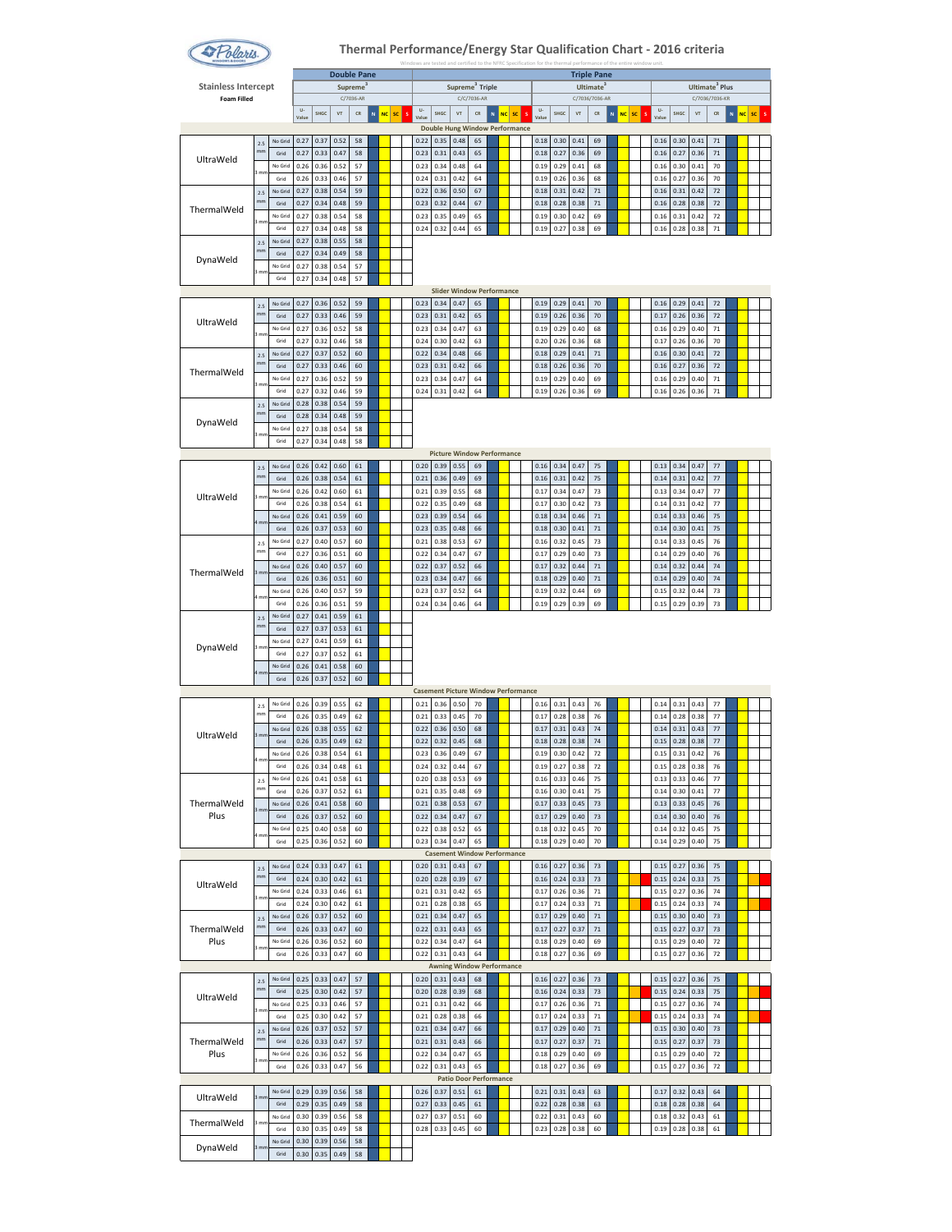# Thermal Performance/Energy Star Qualification Chart - 2016 criteria

Windows are tested and certified to the NFRC Specification for the thermal performance of the entire window unit.

**Stainless Intercept**
Foam Filled

| | | | Double Pane | | | | | | | | Triple Pane | | | | | | | | | | | | | | | | | | | | | | | |
|---|---|---|---|---|---|---|---|---|---|---|---|---|---|---|---|---|---|---|---|---|---|---|---|---|---|---|---|---|---|---|---|---|---|---|
| | | | Supreme³ C/7036-AR | | | | | | | | Supreme³ Triple C/C/7036-AR | | | | | | | | Ultimate³ C/7036/7036-AR | | | | | | | | Ultimate³ Plus C/7036/7036-KR | | | | | | | |
| | | | U-Value | SHGC | VT | CR | N | NC | SC | S | U-Value | SHGC | VT | CR | N | NC | SC | S | U-Value | SHGC | VT | CR | N | NC | SC | S | U-Value | SHGC | VT | CR | N | NC | SC | S |
| **Double Hung Window Performance** | | | | | | | | | | | | | | | | | | | | | | | | | | | | | | | | | | |
| UltraWeld | 2.5 mm | No Grid | 0.27 | 0.37 | 0.52 | 58 | | | | | 0.22 | 0.35 | 0.48 | 65 | | | | | 0.18 | 0.30 | 0.41 | 69 | | | | | 0.16 | 0.30 | 0.41 | 71 | | | | |
| | | Grid | 0.27 | 0.33 | 0.47 | 58 | | | | | 0.23 | 0.31 | 0.43 | 65 | | | | | 0.18 | 0.27 | 0.36 | 69 | | | | | 0.16 | 0.27 | 0.36 | 71 | | | | |
| | 3 mm | No Grid | 0.26 | 0.36 | 0.52 | 57 | | | | | 0.23 | 0.34 | 0.48 | 64 | | | | | 0.19 | 0.29 | 0.41 | 68 | | | | | 0.16 | 0.30 | 0.41 | 70 | | | | |
| | | Grid | 0.26 | 0.33 | 0.46 | 57 | | | | | 0.24 | 0.31 | 0.42 | 64 | | | | | 0.19 | 0.26 | 0.36 | 68 | | | | | 0.16 | 0.27 | 0.36 | 70 | | | | |
| ThermalWeld | 2.5 mm | No Grid | 0.27 | 0.38 | 0.54 | 59 | | | | | 0.22 | 0.36 | 0.50 | 67 | | | | | 0.18 | 0.31 | 0.42 | 71 | | | | | 0.16 | 0.31 | 0.42 | 72 | | | | |
| | | Grid | 0.27 | 0.34 | 0.48 | 59 | | | | | 0.23 | 0.32 | 0.44 | 67 | | | | | 0.18 | 0.28 | 0.38 | 71 | | | | | 0.16 | 0.28 | 0.38 | 72 | | | | |
| | 3 mm | No Grid | 0.27 | 0.38 | 0.54 | 58 | | | | | 0.23 | 0.35 | 0.49 | 65 | | | | | 0.19 | 0.30 | 0.42 | 69 | | | | | 0.16 | 0.31 | 0.42 | 72 | | | | |
| | | Grid | 0.27 | 0.34 | 0.48 | 58 | | | | | 0.24 | 0.32 | 0.44 | 65 | | | | | 0.19 | 0.27 | 0.38 | 69 | | | | | 0.16 | 0.28 | 0.38 | 71 | | | | |
| DynaWeld | 2.5 mm | No Grid | 0.27 | 0.38 | 0.55 | 58 | | | | | | | | | | | | | | | | | | | | | | | | | | | | |
| | | Grid | 0.27 | 0.34 | 0.49 | 58 | | | | | | | | | | | | | | | | | | | | | | | | | | | | |
| | 3 mm | No Grid | 0.27 | 0.38 | 0.54 | 57 | | | | | | | | | | | | | | | | | | | | | | | | | | | | |
| | | Grid | 0.27 | 0.34 | 0.48 | 57 | | | | | | | | | | | | | | | | | | | | | | | | | | | | |
| **Slider Window Performance** | | | | | | | | | | | | | | | | | | | | | | | | | | | | | | | | | | |
| UltraWeld | 2.5 mm | No Grid | 0.27 | 0.36 | 0.52 | 59 | | | | | 0.23 | 0.34 | 0.47 | 65 | | | | | 0.19 | 0.29 | 0.41 | 70 | | | | | 0.16 | 0.29 | 0.41 | 72 | | | | |
| | | Grid | 0.27 | 0.33 | 0.46 | 59 | | | | | 0.23 | 0.31 | 0.42 | 65 | | | | | 0.19 | 0.26 | 0.36 | 70 | | | | | 0.17 | 0.26 | 0.36 | 72 | | | | |
| | 3 mm | No Grid | 0.27 | 0.36 | 0.52 | 58 | | | | | 0.23 | 0.34 | 0.47 | 63 | | | | | 0.19 | 0.29 | 0.40 | 68 | | | | | 0.16 | 0.29 | 0.40 | 71 | | | | |
| | | Grid | 0.27 | 0.32 | 0.46 | 58 | | | | | 0.24 | 0.30 | 0.42 | 63 | | | | | 0.20 | 0.26 | 0.36 | 68 | | | | | 0.17 | 0.26 | 0.36 | 70 | | | | |
| ThermalWeld | 2.5 mm | No Grid | 0.27 | 0.37 | 0.52 | 60 | | | | | 0.22 | 0.34 | 0.48 | 66 | | | | | 0.18 | 0.29 | 0.41 | 71 | | | | | 0.16 | 0.30 | 0.41 | 72 | | | | |
| | | Grid | 0.27 | 0.33 | 0.46 | 60 | | | | | 0.23 | 0.31 | 0.42 | 66 | | | | | 0.18 | 0.26 | 0.36 | 70 | | | | | 0.16 | 0.27 | 0.36 | 72 | | | | |
| | 3 mm | No Grid | 0.27 | 0.36 | 0.52 | 59 | | | | | 0.23 | 0.34 | 0.47 | 64 | | | | | 0.19 | 0.29 | 0.40 | 69 | | | | | 0.16 | 0.29 | 0.40 | 71 | | | | |
| | | Grid | 0.27 | 0.32 | 0.46 | 59 | | | | | 0.24 | 0.31 | 0.42 | 64 | | | | | 0.19 | 0.26 | 0.36 | 69 | | | | | 0.16 | 0.26 | 0.36 | 71 | | | | |
| DynaWeld | 2.5 mm | No Grid | 0.28 | 0.38 | 0.54 | 59 | | | | | | | | | | | | | | | | | | | | | | | | | | | | |
| | | Grid | 0.28 | 0.34 | 0.48 | 59 | | | | | | | | | | | | | | | | | | | | | | | | | | | | |
| | 3 mm | No Grid | 0.27 | 0.38 | 0.54 | 58 | | | | | | | | | | | | | | | | | | | | | | | | | | | | |
| | | Grid | 0.27 | 0.34 | 0.48 | 58 | | | | | | | | | | | | | | | | | | | | | | | | | | | | |
| **Picture Window Performance** | | | | | | | | | | | | | | | | | | | | | | | | | | | | | | | | | | |
| UltraWeld | 2.5 mm | No Grid | 0.26 | 0.42 | 0.60 | 61 | | | | | 0.20 | 0.39 | 0.55 | 69 | | | | | 0.16 | 0.34 | 0.47 | 75 | | | | | 0.13 | 0.34 | 0.47 | 77 | | | | |
| | | Grid | 0.26 | 0.38 | 0.54 | 61 | | | | | 0.21 | 0.36 | 0.49 | 69 | | | | | 0.16 | 0.31 | 0.42 | 75 | | | | | 0.14 | 0.31 | 0.42 | 77 | | | | |
| | 3 mm | No Grid | 0.26 | 0.42 | 0.60 | 61 | | | | | 0.21 | 0.39 | 0.55 | 68 | | | | | 0.17 | 0.34 | 0.47 | 73 | | | | | 0.13 | 0.34 | 0.47 | 77 | | | | |
| | | Grid | 0.26 | 0.38 | 0.54 | 61 | | | | | 0.22 | 0.35 | 0.49 | 68 | | | | | 0.17 | 0.30 | 0.42 | 73 | | | | | 0.14 | 0.31 | 0.42 | 77 | | | | |
| | 4 mm | No Grid | 0.26 | 0.41 | 0.59 | 60 | | | | | 0.23 | 0.39 | 0.54 | 66 | | | | | 0.18 | 0.34 | 0.46 | 71 | | | | | 0.14 | 0.33 | 0.46 | 75 | | | | |
| | | Grid | 0.26 | 0.37 | 0.53 | 60 | | | | | 0.23 | 0.35 | 0.48 | 66 | | | | | 0.18 | 0.30 | 0.41 | 71 | | | | | 0.14 | 0.30 | 0.41 | 75 | | | | |
| ThermalWeld | 2.5 mm | No Grid | 0.27 | 0.40 | 0.57 | 60 | | | | | 0.21 | 0.38 | 0.53 | 67 | | | | | 0.16 | 0.32 | 0.45 | 73 | | | | | 0.14 | 0.33 | 0.45 | 76 | | | | |
| | | Grid | 0.27 | 0.36 | 0.51 | 60 | | | | | 0.22 | 0.34 | 0.47 | 67 | | | | | 0.17 | 0.29 | 0.40 | 73 | | | | | 0.14 | 0.29 | 0.40 | 76 | | | | |
| | 3 mm | No Grid | 0.26 | 0.40 | 0.57 | 60 | | | | | 0.22 | 0.37 | 0.52 | 66 | | | | | 0.17 | 0.32 | 0.44 | 71 | | | | | 0.14 | 0.32 | 0.44 | 74 | | | | |
| | | Grid | 0.26 | 0.36 | 0.51 | 60 | | | | | 0.23 | 0.34 | 0.47 | 66 | | | | | 0.18 | 0.29 | 0.40 | 71 | | | | | 0.14 | 0.29 | 0.40 | 74 | | | | |
| | 4 mm | No Grid | 0.26 | 0.40 | 0.57 | 59 | | | | | 0.23 | 0.37 | 0.52 | 64 | | | | | 0.19 | 0.32 | 0.44 | 69 | | | | | 0.15 | 0.32 | 0.44 | 73 | | | | |
| | | Grid | 0.26 | 0.36 | 0.51 | 59 | | | | | 0.24 | 0.34 | 0.46 | 64 | | | | | 0.19 | 0.29 | 0.39 | 69 | | | | | 0.15 | 0.29 | 0.39 | 73 | | | | |
| DynaWeld | 2.5 mm | No Grid | 0.27 | 0.41 | 0.59 | 61 | | | | | | | | | | | | | | | | | | | | | | | | | | | | |
| | | Grid | 0.27 | 0.37 | 0.53 | 61 | | | | | | | | | | | | | | | | | | | | | | | | | | | | |
| | 3 mm | No Grid | 0.27 | 0.41 | 0.59 | 61 | | | | | | | | | | | | | | | | | | | | | | | | | | | | |
| | | Grid | 0.27 | 0.37 | 0.52 | 61 | | | | | | | | | | | | | | | | | | | | | | | | | | | | |
| | 4 mm | No Grid | 0.26 | 0.41 | 0.58 | 60 | | | | | | | | | | | | | | | | | | | | | | | | | | | | |
| | | Grid | 0.26 | 0.37 | 0.52 | 60 | | | | | | | | | | | | | | | | | | | | | | | | | | | | |
| **Casement Picture Window Performance** | | | | | | | | | | | | | | | | | | | | | | | | | | | | | | | | | | |
| UltraWeld | 2.5 mm | No Grid | 0.26 | 0.39 | 0.55 | 62 | | | | | 0.21 | 0.36 | 0.50 | 70 | | | | | 0.16 | 0.31 | 0.43 | 76 | | | | | 0.14 | 0.31 | 0.43 | 77 | | | | |
| | | Grid | 0.26 | 0.35 | 0.49 | 62 | | | | | 0.21 | 0.33 | 0.45 | 70 | | | | | 0.17 | 0.28 | 0.38 | 76 | | | | | 0.14 | 0.28 | 0.38 | 77 | | | | |
| | 3 mm | No Grid | 0.26 | 0.38 | 0.55 | 62 | | | | | 0.22 | 0.36 | 0.50 | 68 | | | | | 0.17 | 0.31 | 0.43 | 74 | | | | | 0.14 | 0.31 | 0.43 | 77 | | | | |
| | | Grid | 0.26 | 0.35 | 0.49 | 62 | | | | | 0.22 | 0.32 | 0.45 | 68 | | | | | 0.18 | 0.28 | 0.38 | 74 | | | | | 0.15 | 0.28 | 0.38 | 77 | | | | |
| | 4 mm | No Grid | 0.26 | 0.38 | 0.54 | 61 | | | | | 0.23 | 0.36 | 0.49 | 67 | | | | | 0.19 | 0.30 | 0.42 | 72 | | | | | 0.15 | 0.31 | 0.42 | 76 | | | | |
| | | Grid | 0.26 | 0.34 | 0.48 | 61 | | | | | 0.24 | 0.32 | 0.44 | 67 | | | | | 0.19 | 0.27 | 0.38 | 72 | | | | | 0.15 | 0.28 | 0.38 | 76 | | | | |
| ThermalWeld Plus | 2.5 mm | No Grid | 0.26 | 0.41 | 0.58 | 61 | | | | | 0.20 | 0.38 | 0.53 | 69 | | | | | 0.16 | 0.33 | 0.46 | 75 | | | | | 0.13 | 0.33 | 0.46 | 77 | | | | |
| | | Grid | 0.26 | 0.37 | 0.52 | 61 | | | | | 0.21 | 0.35 | 0.48 | 69 | | | | | 0.16 | 0.30 | 0.41 | 75 | | | | | 0.14 | 0.30 | 0.41 | 77 | | | | |
| | 3 mm | No Grid | 0.26 | 0.41 | 0.58 | 60 | | | | | 0.21 | 0.38 | 0.53 | 67 | | | | | 0.17 | 0.33 | 0.45 | 73 | | | | | 0.13 | 0.33 | 0.45 | 76 | | | | |
| | | Grid | 0.26 | 0.37 | 0.52 | 60 | | | | | 0.22 | 0.34 | 0.47 | 67 | | | | | 0.17 | 0.29 | 0.40 | 73 | | | | | 0.14 | 0.30 | 0.40 | 76 | | | | |
| | 4 mm | No Grid | 0.25 | 0.40 | 0.58 | 60 | | | | | 0.22 | 0.38 | 0.52 | 65 | | | | | 0.18 | 0.32 | 0.45 | 70 | | | | | 0.14 | 0.32 | 0.45 | 75 | | | | |
| | | Grid | 0.25 | 0.36 | 0.52 | 60 | | | | | 0.23 | 0.34 | 0.47 | 65 | | | | | 0.18 | 0.29 | 0.40 | 70 | | | | | 0.14 | 0.29 | 0.40 | 75 | | | | |
| **Casement Window Performance** | | | | | | | | | | | | | | | | | | | | | | | | | | | | | | | | | | |
| UltraWeld | 2.5 mm | No Grid | 0.24 | 0.33 | 0.47 | 61 | | | | | 0.20 | 0.31 | 0.43 | 67 | | | | | 0.16 | 0.27 | 0.36 | 73 | | | | | 0.15 | 0.27 | 0.36 | 75 | | | | |
| | | Grid | 0.24 | 0.30 | 0.42 | 61 | | | | | 0.20 | 0.28 | 0.39 | 67 | | | | | 0.16 | 0.24 | 0.33 | 73 | | | | | 0.15 | 0.24 | 0.33 | 75 | | | | |
| | 3 mm | No Grid | 0.24 | 0.33 | 0.46 | 61 | | | | | 0.21 | 0.31 | 0.42 | 65 | | | | | 0.17 | 0.26 | 0.36 | 71 | | | | | 0.15 | 0.27 | 0.36 | 74 | | | | |
| | | Grid | 0.24 | 0.30 | 0.42 | 61 | | | | | 0.21 | 0.28 | 0.38 | 65 | | | | | 0.17 | 0.24 | 0.33 | 71 | | | | | 0.15 | 0.24 | 0.33 | 74 | | | | |
| ThermalWeld Plus | 2.5 mm | No Grid | 0.26 | 0.37 | 0.52 | 60 | | | | | 0.21 | 0.34 | 0.47 | 65 | | | | | 0.17 | 0.29 | 0.40 | 71 | | | | | 0.15 | 0.30 | 0.40 | 73 | | | | |
| | | Grid | 0.26 | 0.33 | 0.47 | 60 | | | | | 0.22 | 0.31 | 0.43 | 65 | | | | | 0.17 | 0.27 | 0.37 | 71 | | | | | 0.15 | 0.27 | 0.37 | 73 | | | | |
| | 3 mm | No Grid | 0.26 | 0.36 | 0.52 | 60 | | | | | 0.22 | 0.34 | 0.47 | 64 | | | | | 0.18 | 0.29 | 0.40 | 69 | | | | | 0.15 | 0.29 | 0.40 | 72 | | | | |
| | | Grid | 0.26 | 0.33 | 0.47 | 60 | | | | | 0.22 | 0.31 | 0.43 | 64 | | | | | 0.18 | 0.27 | 0.36 | 69 | | | | | 0.15 | 0.27 | 0.36 | 72 | | | | |
| **Awning Window Performance** | | | | | | | | | | | | | | | | | | | | | | | | | | | | | | | | | | |
| UltraWeld | 2.5 mm | No Grid | 0.25 | 0.33 | 0.47 | 57 | | | | | 0.20 | 0.31 | 0.43 | 68 | | | | | 0.16 | 0.27 | 0.36 | 73 | | | | | 0.15 | 0.27 | 0.36 | 75 | | | | |
| | | Grid | 0.25 | 0.30 | 0.42 | 57 | | | | | 0.20 | 0.28 | 0.39 | 68 | | | | | 0.16 | 0.24 | 0.33 | 73 | | | | | 0.15 | 0.24 | 0.33 | 75 | | | | |
| | 3 mm | No Grid | 0.25 | 0.33 | 0.46 | 57 | | | | | 0.21 | 0.31 | 0.42 | 66 | | | | | 0.17 | 0.26 | 0.36 | 71 | | | | | 0.15 | 0.27 | 0.36 | 74 | | | | |
| | | Grid | 0.25 | 0.30 | 0.42 | 57 | | | | | 0.21 | 0.28 | 0.38 | 66 | | | | | 0.17 | 0.24 | 0.33 | 71 | | | | | 0.15 | 0.24 | 0.33 | 74 | | | | |
| ThermalWeld Plus | 2.5 mm | No Grid | 0.26 | 0.37 | 0.52 | 57 | | | | | 0.21 | 0.34 | 0.47 | 66 | | | | | 0.17 | 0.29 | 0.40 | 71 | | | | | 0.15 | 0.30 | 0.40 | 73 | | | | |
| | | Grid | 0.26 | 0.33 | 0.47 | 57 | | | | | 0.21 | 0.31 | 0.43 | 66 | | | | | 0.17 | 0.27 | 0.37 | 71 | | | | | 0.15 | 0.27 | 0.37 | 73 | | | | |
| | 3 mm | No Grid | 0.26 | 0.36 | 0.52 | 56 | | | | | 0.22 | 0.34 | 0.47 | 65 | | | | | 0.18 | 0.29 | 0.40 | 69 | | | | | 0.15 | 0.29 | 0.40 | 72 | | | | |
| | | Grid | 0.26 | 0.33 | 0.47 | 56 | | | | | 0.22 | 0.31 | 0.43 | 65 | | | | | 0.18 | 0.27 | 0.36 | 69 | | | | | 0.15 | 0.27 | 0.36 | 72 | | | | |
| **Patio Door Performance** | | | | | | | | | | | | | | | | | | | | | | | | | | | | | | | | | | |
| UltraWeld | 3 mm | No Grid | 0.29 | 0.39 | 0.56 | 58 | | | | | 0.26 | 0.37 | 0.51 | 61 | | | | | 0.21 | 0.31 | 0.43 | 63 | | | | | 0.17 | 0.32 | 0.43 | 64 | | | | |
| | | Grid | 0.29 | 0.35 | 0.49 | 58 | | | | | 0.27 | 0.33 | 0.45 | 61 | | | | | 0.22 | 0.28 | 0.38 | 63 | | | | | 0.18 | 0.28 | 0.38 | 64 | | | | |
| ThermalWeld | 3 mm | No Grid | 0.30 | 0.39 | 0.56 | 58 | | | | | 0.27 | 0.37 | 0.51 | 60 | | | | | 0.22 | 0.31 | 0.43 | 60 | | | | | 0.18 | 0.32 | 0.43 | 61 | | | | |
| | | Grid | 0.30 | 0.35 | 0.49 | 58 | | | | | 0.28 | 0.33 | 0.45 | 60 | | | | | 0.23 | 0.28 | 0.38 | 60 | | | | | 0.19 | 0.28 | 0.38 | 61 | | | | |
| DynaWeld | 3 mm | No Grid | 0.30 | 0.39 | 0.56 | 58 | | | | | | | | | | | | | | | | | | | | | | | | | | | | |
| | | Grid | 0.30 | 0.35 | 0.49 | 58 | | | | | | | | | | | | | | | | | | | | | | | | | | | | |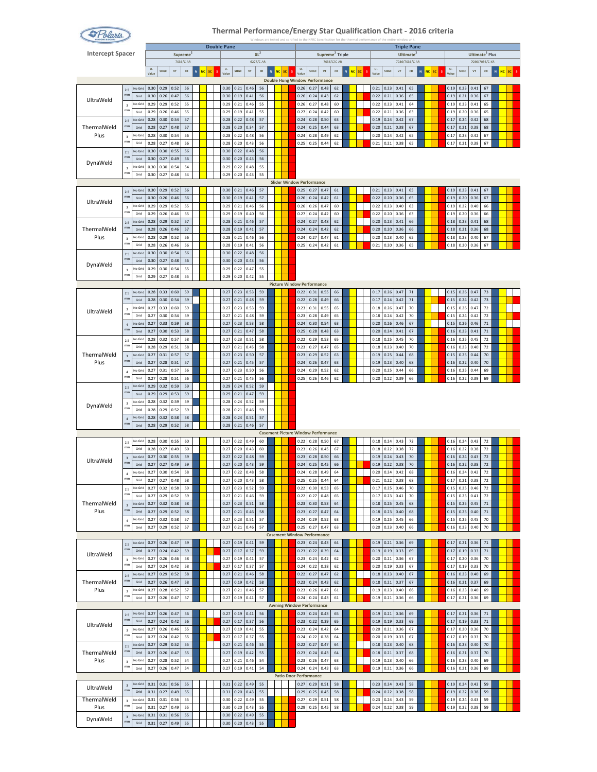# Thermal Performance/Energy Star Qualification Chart - 2016 criteria

Windows are tested and certified to the NFRC Specification for the thermal performance of the entire window unit.

**Intercept Spacer**

| | | | Double Pane | | | | | | | | Triple Pane | | | | | | | | | | | |
|---|---|---|---|---|---|---|---|---|---|---|---|---|---|---|---|---|---|---|---|---|---|---|
| | | | Supreme² 7036/C-AR | | | | XL² 6227/C-AR | | | | Supreme² Triple 7036/C/C-AR | | | | Ultimate² 7036/7036/C-AR | | | | Ultimate² Plus 7036/7036/C-KR | | | |
| Spacer | Width | Grid | U-Value | SHGC | VT | CR | U-Value | SHGC | VT | CR | U-Value | SHGC | VT | CR | U-Value | SHGC | VT | CR | U-Value | SHGC | VT | CR |
| **Double Hung Window Performance** | | | | | | | | | | | | | | | | | | | | | | |
| UltraWeld | 2.5 mm | No Grid | 0.30 | 0.29 | 0.52 | 56 | 0.30 | 0.21 | 0.46 | 56 | 0.26 | 0.27 | 0.48 | 62 | 0.21 | 0.23 | 0.41 | 65 | 0.19 | 0.23 | 0.41 | 67 |
| | | Grid | 0.30 | 0.26 | 0.47 | 56 | 0.30 | 0.19 | 0.41 | 56 | 0.26 | 0.24 | 0.43 | 62 | 0.22 | 0.21 | 0.36 | 65 | 0.19 | 0.21 | 0.36 | 67 |
| | 3 mm | No Grid | 0.29 | 0.29 | 0.52 | 55 | 0.29 | 0.21 | 0.46 | 55 | 0.26 | 0.27 | 0.48 | 60 | 0.22 | 0.23 | 0.41 | 64 | 0.19 | 0.23 | 0.41 | 65 |
| | | Grid | 0.29 | 0.26 | 0.46 | 55 | 0.29 | 0.19 | 0.41 | 55 | 0.27 | 0.24 | 0.42 | 60 | 0.22 | 0.21 | 0.36 | 63 | 0.19 | 0.20 | 0.36 | 65 |
| ThermalWeld Plus | 2.5 mm | No Grid | 0.28 | 0.30 | 0.54 | 57 | 0.28 | 0.22 | 0.48 | 57 | 0.24 | 0.28 | 0.50 | 63 | 0.19 | 0.24 | 0.42 | 67 | 0.17 | 0.24 | 0.42 | 68 |
| | | Grid | 0.28 | 0.27 | 0.48 | 57 | 0.28 | 0.20 | 0.34 | 57 | 0.24 | 0.25 | 0.44 | 63 | 0.20 | 0.21 | 0.38 | 67 | 0.17 | 0.21 | 0.38 | 68 |
| | 3 mm | No Grid | 0.28 | 0.30 | 0.54 | 56 | 0.28 | 0.22 | 0.48 | 56 | 0.24 | 0.28 | 0.49 | 62 | 0.20 | 0.24 | 0.42 | 65 | 0.17 | 0.23 | 0.42 | 67 |
| | | Grid | 0.28 | 0.27 | 0.48 | 56 | 0.28 | 0.20 | 0.43 | 56 | 0.25 | 0.25 | 0.44 | 62 | 0.21 | 0.21 | 0.38 | 65 | 0.17 | 0.21 | 0.38 | 67 |
| DynaWeld | 2.5 mm | No Grid | 0.30 | 0.30 | 0.55 | 56 | 0.30 | 0.22 | 0.48 | 56 | | | | | | | | | | | | |
| | | Grid | 0.30 | 0.27 | 0.49 | 56 | 0.30 | 0.20 | 0.43 | 56 | | | | | | | | | | | | |
| | 3 mm | No Grid | 0.30 | 0.30 | 0.54 | 54 | 0.29 | 0.22 | 0.48 | 55 | | | | | | | | | | | | |
| | | Grid | 0.30 | 0.27 | 0.48 | 54 | 0.29 | 0.20 | 0.43 | 55 | | | | | | | | | | | | |
| **Slider Window Performance** | | | | | | | | | | | | | | | | | | | | | | |
| UltraWeld | 2.5 mm | No Grid | 0.30 | 0.29 | 0.52 | 56 | 0.30 | 0.21 | 0.46 | 57 | 0.25 | 0.27 | 0.47 | 61 | 0.21 | 0.23 | 0.41 | 65 | 0.19 | 0.23 | 0.41 | 67 |
| | | Grid | 0.30 | 0.26 | 0.46 | 56 | 0.30 | 0.19 | 0.41 | 57 | 0.26 | 0.24 | 0.42 | 61 | 0.22 | 0.20 | 0.36 | 65 | 0.19 | 0.20 | 0.36 | 67 |
| | 3 mm | No Grid | 0.29 | 0.29 | 0.52 | 55 | 0.29 | 0.21 | 0.46 | 56 | 0.26 | 0.26 | 0.47 | 60 | 0.22 | 0.23 | 0.40 | 63 | 0.19 | 0.22 | 0.40 | 66 |
| | | Grid | 0.29 | 0.26 | 0.46 | 55 | 0.29 | 0.19 | 0.40 | 56 | 0.27 | 0.24 | 0.42 | 60 | 0.22 | 0.20 | 0.36 | 63 | 0.19 | 0.20 | 0.36 | 66 |
| ThermalWeld Plus | 2.5 mm | No Grid | 0.28 | 0.29 | 0.52 | 57 | 0.28 | 0.21 | 0.46 | 57 | 0.24 | 0.27 | 0.48 | 62 | 0.20 | 0.23 | 0.41 | 66 | 0.18 | 0.23 | 0.41 | 68 |
| | | Grid | 0.28 | 0.26 | 0.46 | 57 | 0.28 | 0.19 | 0.41 | 57 | 0.24 | 0.24 | 0.42 | 62 | 0.20 | 0.20 | 0.36 | 66 | 0.18 | 0.21 | 0.36 | 68 |
| | 3 mm | No Grid | 0.28 | 0.29 | 0.52 | 56 | 0.28 | 0.21 | 0.46 | 56 | 0.24 | 0.27 | 0.47 | 61 | 0.20 | 0.23 | 0.40 | 65 | 0.18 | 0.23 | 0.40 | 67 |
| | | Grid | 0.28 | 0.26 | 0.46 | 56 | 0.28 | 0.19 | 0.41 | 56 | 0.25 | 0.24 | 0.42 | 61 | 0.21 | 0.20 | 0.36 | 65 | 0.18 | 0.20 | 0.36 | 67 |
| DynaWeld | 2.5 mm | No Grid | 0.30 | 0.30 | 0.54 | 56 | 0.30 | 0.22 | 0.48 | 56 | | | | | | | | | | | | |
| | | Grid | 0.30 | 0.27 | 0.48 | 56 | 0.30 | 0.20 | 0.43 | 56 | | | | | | | | | | | | |
| | 3 mm | No Grid | 0.29 | 0.30 | 0.54 | 55 | 0.29 | 0.22 | 0.47 | 55 | | | | | | | | | | | | |
| | | Grid | 0.29 | 0.27 | 0.48 | 55 | 0.29 | 0.20 | 0.42 | 55 | | | | | | | | | | | | |
| **Picture Window Performance** | | | | | | | | | | | | | | | | | | | | | | |
| UltraWeld | 2.5 mm | No Grid | 0.28 | 0.33 | 0.60 | 59 | 0.27 | 0.23 | 0.53 | 59 | 0.22 | 0.31 | 0.55 | 66 | 0.17 | 0.26 | 0.47 | 71 | 0.15 | 0.26 | 0.47 | 73 |
| | | Grid | 0.28 | 0.30 | 0.54 | 59 | 0.27 | 0.21 | 0.48 | 59 | 0.22 | 0.28 | 0.49 | 66 | 0.17 | 0.24 | 0.42 | 71 | 0.15 | 0.24 | 0.42 | 73 |
| | 3 mm | No Grid | 0.27 | 0.33 | 0.60 | 59 | 0.27 | 0.23 | 0.53 | 59 | 0.23 | 0.31 | 0.55 | 65 | 0.18 | 0.26 | 0.47 | 70 | 0.15 | 0.26 | 0.47 | 72 |
| | | Grid | 0.27 | 0.30 | 0.54 | 59 | 0.27 | 0.21 | 0.48 | 59 | 0.23 | 0.28 | 0.49 | 65 | 0.18 | 0.24 | 0.42 | 70 | 0.15 | 0.24 | 0.42 | 72 |
| | 4 mm | No Grid | 0.27 | 0.33 | 0.59 | 58 | 0.27 | 0.23 | 0.53 | 58 | 0.24 | 0.30 | 0.54 | 63 | 0.20 | 0.26 | 0.46 | 67 | 0.15 | 0.26 | 0.46 | 71 |
| | | Grid | 0.27 | 0.30 | 0.53 | 58 | 0.27 | 0.21 | 0.47 | 58 | 0.25 | 0.28 | 0.48 | 63 | 0.20 | 0.24 | 0.41 | 67 | 0.16 | 0.23 | 0.41 | 71 |
| ThermalWeld Plus | 2.5 mm | No Grid | 0.28 | 0.32 | 0.57 | 58 | 0.27 | 0.23 | 0.51 | 58 | 0.22 | 0.29 | 0.53 | 65 | 0.18 | 0.25 | 0.45 | 70 | 0.16 | 0.25 | 0.45 | 72 |
| | | Grid | 0.28 | 0.29 | 0.51 | 58 | 0.27 | 0.21 | 0.45 | 58 | 0.23 | 0.27 | 0.47 | 65 | 0.18 | 0.23 | 0.40 | 70 | 0.16 | 0.23 | 0.40 | 72 |
| | 3 mm | No Grid | 0.27 | 0.31 | 0.57 | 57 | 0.27 | 0.23 | 0.50 | 57 | 0.23 | 0.29 | 0.52 | 63 | 0.19 | 0.25 | 0.44 | 68 | 0.15 | 0.25 | 0.44 | 70 |
| | | Grid | 0.27 | 0.28 | 0.51 | 57 | 0.27 | 0.21 | 0.45 | 57 | 0.24 | 0.26 | 0.47 | 63 | 0.19 | 0.23 | 0.40 | 68 | 0.16 | 0.22 | 0.40 | 70 |
| | 4 mm | No Grid | 0.27 | 0.31 | 0.57 | 56 | 0.27 | 0.23 | 0.50 | 56 | 0.24 | 0.29 | 0.52 | 62 | 0.20 | 0.25 | 0.44 | 66 | 0.16 | 0.25 | 0.44 | 69 |
| | | Grid | 0.27 | 0.28 | 0.51 | 56 | 0.27 | 0.21 | 0.45 | 56 | 0.25 | 0.26 | 0.46 | 62 | 0.20 | 0.22 | 0.39 | 66 | 0.16 | 0.22 | 0.39 | 69 |
| DynaWeld | 2.5 mm | No Grid | 0.29 | 0.32 | 0.59 | 59 | 0.29 | 0.24 | 0.52 | 59 | | | | | | | | | | | | |
| | | Grid | 0.29 | 0.29 | 0.53 | 59 | 0.29 | 0.21 | 0.47 | 59 | | | | | | | | | | | | |
| | 3 mm | No Grid | 0.28 | 0.32 | 0.59 | 59 | 0.28 | 0.24 | 0.52 | 59 | | | | | | | | | | | | |
| | | Grid | 0.28 | 0.29 | 0.52 | 59 | 0.28 | 0.21 | 0.46 | 59 | | | | | | | | | | | | |
| | 4 mm | No Grid | 0.28 | 0.32 | 0.58 | 58 | 0.28 | 0.24 | 0.51 | 57 | | | | | | | | | | | | |
| | | Grid | 0.28 | 0.29 | 0.52 | 58 | 0.28 | 0.21 | 0.46 | 57 | | | | | | | | | | | | |
| **Casement Picture Window Performance** | | | | | | | | | | | | | | | | | | | | | | |
| UltraWeld | 2.5 mm | No Grid | 0.28 | 0.30 | 0.55 | 60 | 0.27 | 0.22 | 0.49 | 60 | 0.22 | 0.28 | 0.50 | 67 | 0.18 | 0.24 | 0.43 | 72 | 0.16 | 0.24 | 0.43 | 72 |
| | | Grid | 0.28 | 0.27 | 0.49 | 60 | 0.27 | 0.20 | 0.43 | 60 | 0.23 | 0.26 | 0.45 | 67 | 0.18 | 0.22 | 0.38 | 72 | 0.16 | 0.22 | 0.38 | 72 |
| | 3 mm | No Grid | 0.27 | 0.30 | 0.55 | 59 | 0.27 | 0.22 | 0.48 | 59 | 0.23 | 0.28 | 0.50 | 66 | 0.19 | 0.24 | 0.43 | 70 | 0.16 | 0.24 | 0.43 | 72 |
| | | Grid | 0.27 | 0.27 | 0.49 | 59 | 0.27 | 0.20 | 0.43 | 59 | 0.24 | 0.25 | 0.45 | 66 | 0.19 | 0.22 | 0.38 | 70 | 0.16 | 0.22 | 0.38 | 72 |
| | 4 mm | No Grid | 0.27 | 0.30 | 0.54 | 58 | 0.27 | 0.22 | 0.48 | 58 | 0.24 | 0.28 | 0.49 | 64 | 0.20 | 0.24 | 0.42 | 68 | 0.16 | 0.24 | 0.42 | 72 |
| | | Grid | 0.27 | 0.27 | 0.48 | 58 | 0.27 | 0.20 | 0.43 | 58 | 0.25 | 0.25 | 0.44 | 64 | 0.21 | 0.22 | 0.38 | 68 | 0.17 | 0.21 | 0.38 | 72 |
| ThermalWeld Plus | 2.5 mm | No Grid | 0.27 | 0.32 | 0.58 | 59 | 0.27 | 0.23 | 0.52 | 59 | 0.22 | 0.30 | 0.53 | 65 | 0.17 | 0.25 | 0.46 | 70 | 0.15 | 0.25 | 0.46 | 72 |
| | | Grid | 0.27 | 0.29 | 0.52 | 59 | 0.27 | 0.21 | 0.46 | 59 | 0.22 | 0.27 | 0.48 | 65 | 0.17 | 0.23 | 0.41 | 70 | 0.15 | 0.23 | 0.41 | 72 |
| | 3 mm | No Grid | 0.27 | 0.32 | 0.58 | 58 | 0.27 | 0.23 | 0.51 | 58 | 0.23 | 0.30 | 0.53 | 64 | 0.18 | 0.25 | 0.45 | 68 | 0.15 | 0.25 | 0.45 | 71 |
| | | Grid | 0.27 | 0.29 | 0.52 | 58 | 0.27 | 0.21 | 0.46 | 58 | 0.23 | 0.27 | 0.47 | 64 | 0.18 | 0.23 | 0.40 | 68 | 0.15 | 0.23 | 0.40 | 71 |
| | 4 mm | No Grid | 0.27 | 0.32 | 0.58 | 57 | 0.27 | 0.23 | 0.51 | 57 | 0.24 | 0.29 | 0.52 | 63 | 0.19 | 0.25 | 0.45 | 66 | 0.15 | 0.25 | 0.45 | 70 |
| | | Grid | 0.27 | 0.29 | 0.52 | 57 | 0.27 | 0.21 | 0.46 | 57 | 0.25 | 0.27 | 0.47 | 63 | 0.20 | 0.23 | 0.40 | 66 | 0.16 | 0.23 | 0.40 | 70 |
| **Casement Window Performance** | | | | | | | | | | | | | | | | | | | | | | |
| UltraWeld | 2.5 mm | No Grid | 0.27 | 0.26 | 0.47 | 59 | 0.27 | 0.19 | 0.41 | 59 | 0.23 | 0.24 | 0.43 | 64 | 0.19 | 0.21 | 0.36 | 69 | 0.17 | 0.21 | 0.36 | 71 |
| | | Grid | 0.27 | 0.24 | 0.42 | 59 | 0.27 | 0.17 | 0.37 | 59 | 0.23 | 0.22 | 0.39 | 64 | 0.19 | 0.19 | 0.33 | 69 | 0.17 | 0.19 | 0.33 | 71 |
| | 3 mm | No Grid | 0.27 | 0.26 | 0.46 | 58 | 0.27 | 0.19 | 0.41 | 57 | 0.23 | 0.24 | 0.42 | 62 | 0.20 | 0.21 | 0.36 | 67 | 0.17 | 0.20 | 0.36 | 70 |
| | | Grid | 0.27 | 0.24 | 0.42 | 58 | 0.27 | 0.17 | 0.37 | 57 | 0.24 | 0.22 | 0.38 | 62 | 0.20 | 0.19 | 0.33 | 67 | 0.17 | 0.19 | 0.33 | 70 |
| ThermalWeld Plus | 2.5 mm | No Grid | 0.27 | 0.29 | 0.52 | 58 | 0.27 | 0.21 | 0.46 | 58 | 0.22 | 0.27 | 0.47 | 62 | 0.18 | 0.23 | 0.40 | 67 | 0.16 | 0.23 | 0.40 | 69 |
| | | Grid | 0.27 | 0.26 | 0.47 | 58 | 0.27 | 0.19 | 0.42 | 58 | 0.23 | 0.24 | 0.43 | 62 | 0.18 | 0.21 | 0.37 | 67 | 0.16 | 0.21 | 0.37 | 69 |
| | 3 mm | No Grid | 0.27 | 0.28 | 0.52 | 57 | 0.27 | 0.21 | 0.46 | 57 | 0.23 | 0.26 | 0.47 | 61 | 0.19 | 0.23 | 0.40 | 66 | 0.16 | 0.23 | 0.40 | 69 |
| | | Grid | 0.27 | 0.26 | 0.47 | 57 | 0.27 | 0.19 | 0.41 | 57 | 0.24 | 0.24 | 0.43 | 61 | 0.19 | 0.21 | 0.36 | 66 | 0.17 | 0.21 | 0.36 | 69 |
| **Awning Window Performance** | | | | | | | | | | | | | | | | | | | | | | |
| UltraWeld | 2.5 mm | No Grid | 0.27 | 0.26 | 0.47 | 56 | 0.27 | 0.19 | 0.41 | 56 | 0.23 | 0.24 | 0.43 | 65 | 0.19 | 0.21 | 0.36 | 69 | 0.17 | 0.21 | 0.36 | 71 |
| | | Grid | 0.27 | 0.24 | 0.42 | 56 | 0.27 | 0.17 | 0.37 | 56 | 0.23 | 0.22 | 0.39 | 65 | 0.19 | 0.19 | 0.33 | 69 | 0.17 | 0.19 | 0.33 | 71 |
| | 3 mm | No Grid | 0.27 | 0.26 | 0.46 | 55 | 0.27 | 0.19 | 0.41 | 55 | 0.23 | 0.24 | 0.42 | 64 | 0.20 | 0.21 | 0.36 | 67 | 0.17 | 0.20 | 0.36 | 70 |
| | | Grid | 0.27 | 0.24 | 0.42 | 55 | 0.27 | 0.17 | 0.37 | 55 | 0.24 | 0.22 | 0.38 | 64 | 0.20 | 0.19 | 0.33 | 67 | 0.17 | 0.19 | 0.33 | 70 |
| ThermalWeld Plus | 2.5 mm | No Grid | 0.27 | 0.29 | 0.52 | 55 | 0.27 | 0.21 | 0.46 | 55 | 0.22 | 0.27 | 0.47 | 64 | 0.18 | 0.23 | 0.40 | 68 | 0.16 | 0.23 | 0.40 | 70 |
| | | Grid | 0.27 | 0.26 | 0.47 | 55 | 0.27 | 0.19 | 0.42 | 55 | 0.23 | 0.24 | 0.43 | 64 | 0.18 | 0.21 | 0.37 | 68 | 0.16 | 0.21 | 0.37 | 70 |
| | 3 mm | No Grid | 0.27 | 0.28 | 0.52 | 54 | 0.27 | 0.21 | 0.46 | 54 | 0.23 | 0.26 | 0.47 | 63 | 0.19 | 0.23 | 0.40 | 66 | 0.16 | 0.23 | 0.40 | 69 |
| | | Grid | 0.27 | 0.26 | 0.47 | 54 | 0.27 | 0.19 | 0.41 | 54 | 0.24 | 0.24 | 0.43 | 63 | 0.19 | 0.21 | 0.36 | 66 | 0.16 | 0.21 | 0.36 | 69 |
| **Patio Door Performance** | | | | | | | | | | | | | | | | | | | | | | |
| UltraWeld | 3 mm | No Grid | 0.31 | 0.31 | 0.56 | 55 | 0.31 | 0.22 | 0.49 | 55 | 0.27 | 0.29 | 0.51 | 58 | 0.23 | 0.24 | 0.43 | 58 | 0.19 | 0.24 | 0.43 | 59 |
| | | Grid | 0.31 | 0.27 | 0.49 | 55 | 0.31 | 0.20 | 0.43 | 55 | 0.29 | 0.25 | 0.45 | 58 | 0.24 | 0.22 | 0.38 | 58 | 0.19 | 0.22 | 0.38 | 59 |
| ThermalWeld Plus | 3 mm | No Grid | 0.31 | 0.31 | 0.56 | 55 | 0.30 | 0.22 | 0.49 | 55 | 0.27 | 0.29 | 0.51 | 58 | 0.23 | 0.24 | 0.43 | 59 | 0.19 | 0.24 | 0.43 | 59 |
| | | Grid | 0.31 | 0.27 | 0.49 | 55 | 0.30 | 0.20 | 0.43 | 55 | 0.29 | 0.25 | 0.45 | 58 | 0.24 | 0.22 | 0.38 | 59 | 0.19 | 0.22 | 0.38 | 59 |
| DynaWeld | 3 mm | No Grid | 0.31 | 0.31 | 0.56 | 55 | 0.30 | 0.22 | 0.49 | 55 | | | | | | | | | | | | |
| | | Grid | 0.31 | 0.27 | 0.49 | 55 | 0.30 | 0.20 | 0.43 | 55 | | | | | | | | | | | | |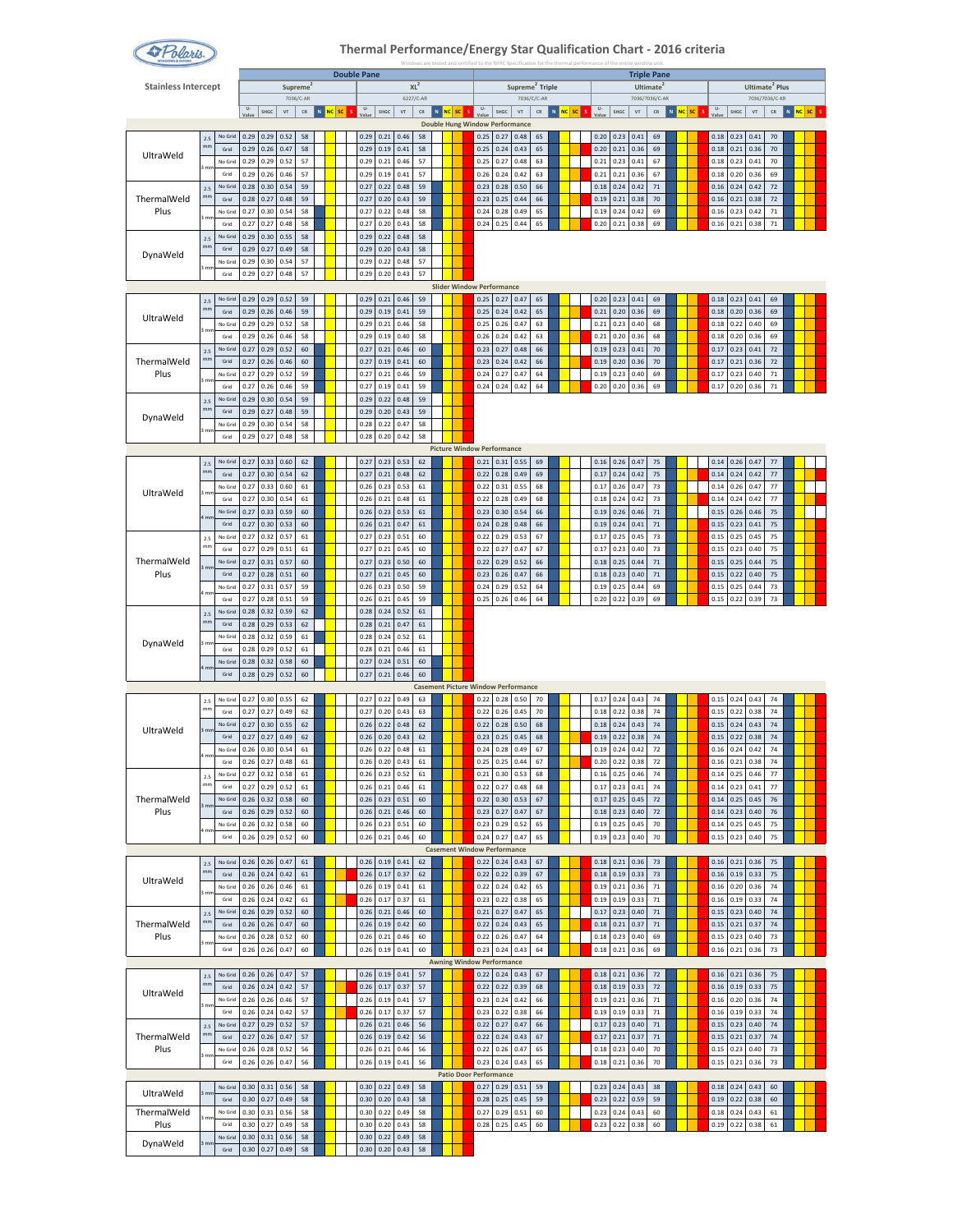# Thermal Performance/Energy Star Qualification Chart - 2016 criteria

Windows are tested and certified to the NFRC Specification for the thermal performance of the entire window unit.

| Stainless Intercept | | | Double Pane | | | | | | | | Triple Pane | | | | | | | | | | | |
|---|---|---|---|---|---|---|---|---|---|---|---|---|---|---|---|---|---|---|---|---|---|---|
| | | | Supreme[2] 7036/C-AR | | | | XL[2] 6227/C-AR | | | | Supreme[2] Triple 7036/C/C-AR | | | | Ultimate[2] 7036/7036/C-AR | | | | Ultimate[2] Plus 7036/7036/C-KR | | | |
| | | | U-Value | SHGC | VT | CR | U-Value | SHGC | VT | CR | U-Value | SHGC | VT | CR | U-Value | SHGC | VT | CR | U-Value | SHGC | VT | CR |
| **Double Hung Window Performance** | | | | | | | | | | | | | | | | | | | | | | |
| UltraWeld | 2.5 mm | No Grid | 0.29 | 0.29 | 0.52 | 58 | 0.29 | 0.21 | 0.46 | 58 | 0.25 | 0.27 | 0.48 | 65 | 0.20 | 0.23 | 0.41 | 69 | 0.18 | 0.23 | 0.41 | 70 |
| | | Grid | 0.29 | 0.26 | 0.47 | 58 | 0.29 | 0.19 | 0.41 | 58 | 0.25 | 0.24 | 0.43 | 65 | 0.20 | 0.21 | 0.36 | 69 | 0.18 | 0.21 | 0.36 | 70 |
| | 3 mm | No Grid | 0.29 | 0.29 | 0.52 | 57 | 0.29 | 0.21 | 0.46 | 57 | 0.25 | 0.27 | 0.48 | 63 | 0.21 | 0.23 | 0.41 | 67 | 0.18 | 0.23 | 0.41 | 70 |
| | | Grid | 0.29 | 0.26 | 0.46 | 57 | 0.29 | 0.19 | 0.41 | 57 | 0.26 | 0.24 | 0.42 | 63 | 0.21 | 0.21 | 0.36 | 67 | 0.18 | 0.20 | 0.36 | 69 |
| ThermalWeld Plus | 2.5 mm | No Grid | 0.28 | 0.30 | 0.54 | 59 | 0.27 | 0.22 | 0.48 | 59 | 0.23 | 0.28 | 0.50 | 66 | 0.18 | 0.24 | 0.42 | 71 | 0.16 | 0.24 | 0.42 | 72 |
| | | Grid | 0.28 | 0.27 | 0.48 | 59 | 0.27 | 0.20 | 0.43 | 59 | 0.23 | 0.25 | 0.44 | 66 | 0.19 | 0.21 | 0.38 | 70 | 0.16 | 0.21 | 0.38 | 72 |
| | 3 mm | No Grid | 0.27 | 0.30 | 0.54 | 58 | 0.27 | 0.22 | 0.48 | 58 | 0.24 | 0.28 | 0.49 | 65 | 0.19 | 0.24 | 0.42 | 69 | 0.16 | 0.23 | 0.42 | 71 |
| | | Grid | 0.27 | 0.27 | 0.48 | 58 | 0.27 | 0.20 | 0.43 | 58 | 0.24 | 0.25 | 0.44 | 65 | 0.20 | 0.21 | 0.38 | 69 | 0.16 | 0.21 | 0.38 | 71 |
| DynaWeld | 2.5 mm | No Grid | 0.29 | 0.30 | 0.55 | 58 | 0.29 | 0.22 | 0.48 | 58 | | | | | | | | | | | | |
| | | Grid | 0.29 | 0.27 | 0.49 | 58 | 0.29 | 0.20 | 0.43 | 58 | | | | | | | | | | | | |
| | 3 mm | No Grid | 0.29 | 0.30 | 0.54 | 57 | 0.29 | 0.22 | 0.48 | 57 | | | | | | | | | | | | |
| | | Grid | 0.29 | 0.27 | 0.48 | 57 | 0.29 | 0.20 | 0.43 | 57 | | | | | | | | | | | | |
| **Slider Window Performance** | | | | | | | | | | | | | | | | | | | | | | |
| UltraWeld | 2.5 mm | No Grid | 0.29 | 0.29 | 0.52 | 59 | 0.29 | 0.21 | 0.46 | 59 | 0.25 | 0.27 | 0.47 | 65 | 0.20 | 0.23 | 0.41 | 69 | 0.18 | 0.23 | 0.41 | 69 |
| | | Grid | 0.29 | 0.26 | 0.46 | 59 | 0.29 | 0.19 | 0.41 | 59 | 0.25 | 0.24 | 0.42 | 65 | 0.21 | 0.20 | 0.36 | 69 | 0.18 | 0.20 | 0.36 | 69 |
| | 3 mm | No Grid | 0.29 | 0.29 | 0.52 | 58 | 0.29 | 0.21 | 0.46 | 58 | 0.25 | 0.26 | 0.47 | 63 | 0.21 | 0.23 | 0.40 | 68 | 0.18 | 0.22 | 0.40 | 69 |
| | | Grid | 0.29 | 0.26 | 0.46 | 58 | 0.29 | 0.19 | 0.40 | 58 | 0.26 | 0.24 | 0.42 | 63 | 0.21 | 0.20 | 0.36 | 68 | 0.18 | 0.20 | 0.36 | 69 |
| ThermalWeld Plus | 2.5 mm | No Grid | 0.27 | 0.29 | 0.52 | 60 | 0.27 | 0.21 | 0.46 | 60 | 0.23 | 0.27 | 0.48 | 66 | 0.19 | 0.23 | 0.41 | 70 | 0.17 | 0.23 | 0.41 | 72 |
| | | Grid | 0.27 | 0.26 | 0.46 | 60 | 0.27 | 0.19 | 0.41 | 60 | 0.23 | 0.24 | 0.42 | 66 | 0.19 | 0.20 | 0.36 | 70 | 0.17 | 0.21 | 0.36 | 72 |
| | 3 mm | No Grid | 0.27 | 0.29 | 0.52 | 59 | 0.27 | 0.21 | 0.46 | 59 | 0.24 | 0.27 | 0.47 | 64 | 0.19 | 0.23 | 0.40 | 69 | 0.17 | 0.23 | 0.40 | 71 |
| | | Grid | 0.27 | 0.26 | 0.46 | 59 | 0.27 | 0.19 | 0.41 | 59 | 0.24 | 0.24 | 0.42 | 64 | 0.20 | 0.20 | 0.36 | 69 | 0.17 | 0.20 | 0.36 | 71 |
| DynaWeld | 2.5 mm | No Grid | 0.29 | 0.30 | 0.54 | 59 | 0.29 | 0.22 | 0.48 | 59 | | | | | | | | | | | | |
| | | Grid | 0.29 | 0.27 | 0.48 | 59 | 0.29 | 0.20 | 0.43 | 59 | | | | | | | | | | | | |
| | 3 mm | No Grid | 0.29 | 0.30 | 0.54 | 58 | 0.28 | 0.22 | 0.47 | 58 | | | | | | | | | | | | |
| | | Grid | 0.29 | 0.27 | 0.48 | 58 | 0.28 | 0.20 | 0.42 | 58 | | | | | | | | | | | | |
| **Picture Window Performance** | | | | | | | | | | | | | | | | | | | | | | |
| UltraWeld | 2.5 mm | No Grid | 0.27 | 0.33 | 0.60 | 62 | 0.27 | 0.23 | 0.53 | 62 | 0.21 | 0.31 | 0.55 | 69 | 0.16 | 0.26 | 0.47 | 75 | 0.14 | 0.26 | 0.47 | 77 |
| | | Grid | 0.27 | 0.30 | 0.54 | 62 | 0.27 | 0.21 | 0.48 | 62 | 0.22 | 0.28 | 0.49 | 69 | 0.17 | 0.24 | 0.42 | 75 | 0.14 | 0.24 | 0.42 | 77 |
| | 3 mm | No Grid | 0.27 | 0.33 | 0.60 | 61 | 0.26 | 0.23 | 0.53 | 61 | 0.22 | 0.31 | 0.55 | 68 | 0.17 | 0.26 | 0.47 | 73 | 0.14 | 0.26 | 0.47 | 77 |
| | | Grid | 0.27 | 0.30 | 0.54 | 61 | 0.26 | 0.21 | 0.48 | 61 | 0.22 | 0.28 | 0.49 | 68 | 0.18 | 0.24 | 0.42 | 73 | 0.14 | 0.24 | 0.42 | 77 |
| | 4 mm | No Grid | 0.27 | 0.33 | 0.59 | 60 | 0.26 | 0.23 | 0.53 | 61 | 0.23 | 0.30 | 0.54 | 66 | 0.19 | 0.26 | 0.46 | 71 | 0.15 | 0.26 | 0.46 | 75 |
| | | Grid | 0.27 | 0.30 | 0.53 | 60 | 0.26 | 0.21 | 0.47 | 61 | 0.24 | 0.28 | 0.48 | 66 | 0.19 | 0.24 | 0.41 | 71 | 0.15 | 0.23 | 0.41 | 75 |
| ThermalWeld Plus | 2.5 mm | No Grid | 0.27 | 0.32 | 0.57 | 61 | 0.27 | 0.23 | 0.51 | 61 | 0.22 | 0.29 | 0.53 | 67 | 0.17 | 0.25 | 0.45 | 73 | 0.15 | 0.25 | 0.45 | 75 |
| | | Grid | 0.27 | 0.29 | 0.51 | 61 | 0.27 | 0.21 | 0.45 | 60 | 0.22 | 0.27 | 0.47 | 67 | 0.17 | 0.23 | 0.40 | 73 | 0.15 | 0.23 | 0.40 | 75 |
| | 3 mm | No Grid | 0.27 | 0.31 | 0.57 | 60 | 0.27 | 0.23 | 0.50 | 60 | 0.22 | 0.29 | 0.52 | 66 | 0.18 | 0.25 | 0.44 | 71 | 0.15 | 0.25 | 0.44 | 75 |
| | | Grid | 0.27 | 0.28 | 0.51 | 60 | 0.27 | 0.21 | 0.45 | 60 | 0.23 | 0.26 | 0.47 | 66 | 0.18 | 0.23 | 0.40 | 71 | 0.15 | 0.22 | 0.40 | 75 |
| | 4 mm | No Grid | 0.27 | 0.31 | 0.57 | 59 | 0.26 | 0.23 | 0.50 | 59 | 0.24 | 0.29 | 0.52 | 64 | 0.19 | 0.25 | 0.44 | 69 | 0.15 | 0.25 | 0.44 | 73 |
| | | Grid | 0.27 | 0.28 | 0.51 | 59 | 0.26 | 0.21 | 0.45 | 59 | 0.25 | 0.26 | 0.46 | 64 | 0.20 | 0.22 | 0.39 | 69 | 0.15 | 0.22 | 0.39 | 73 |
| DynaWeld | 2.5 mm | No Grid | 0.28 | 0.32 | 0.59 | 62 | 0.28 | 0.24 | 0.52 | 61 | | | | | | | | | | | | |
| | | Grid | 0.28 | 0.29 | 0.53 | 62 | 0.28 | 0.21 | 0.47 | 61 | | | | | | | | | | | | |
| | 3 mm | No Grid | 0.28 | 0.32 | 0.59 | 61 | 0.28 | 0.24 | 0.52 | 61 | | | | | | | | | | | | |
| | | Grid | 0.28 | 0.29 | 0.52 | 61 | 0.28 | 0.21 | 0.46 | 61 | | | | | | | | | | | | |
| | 4 mm | No Grid | 0.28 | 0.32 | 0.58 | 60 | 0.27 | 0.24 | 0.51 | 60 | | | | | | | | | | | | |
| | | Grid | 0.28 | 0.29 | 0.52 | 60 | 0.27 | 0.21 | 0.46 | 60 | | | | | | | | | | | | |
| **Casement Picture Window Performance** | | | | | | | | | | | | | | | | | | | | | | |
| UltraWeld | 2.5 mm | No Grid | 0.27 | 0.30 | 0.55 | 62 | 0.27 | 0.22 | 0.49 | 63 | 0.22 | 0.28 | 0.50 | 70 | 0.17 | 0.24 | 0.43 | 74 | 0.15 | 0.24 | 0.43 | 74 |
| | | Grid | 0.27 | 0.27 | 0.49 | 62 | 0.27 | 0.20 | 0.43 | 63 | 0.22 | 0.26 | 0.45 | 70 | 0.18 | 0.22 | 0.38 | 74 | 0.15 | 0.22 | 0.38 | 74 |
| | 3 mm | No Grid | 0.27 | 0.30 | 0.55 | 62 | 0.26 | 0.22 | 0.48 | 62 | 0.22 | 0.28 | 0.50 | 68 | 0.18 | 0.24 | 0.43 | 74 | 0.15 | 0.24 | 0.43 | 74 |
| | | Grid | 0.27 | 0.27 | 0.49 | 62 | 0.26 | 0.20 | 0.43 | 62 | 0.23 | 0.25 | 0.45 | 68 | 0.19 | 0.22 | 0.38 | 74 | 0.15 | 0.22 | 0.38 | 74 |
| | 4 mm | No Grid | 0.26 | 0.30 | 0.54 | 61 | 0.26 | 0.22 | 0.48 | 61 | 0.24 | 0.28 | 0.49 | 67 | 0.19 | 0.24 | 0.42 | 72 | 0.16 | 0.24 | 0.42 | 74 |
| | | Grid | 0.26 | 0.27 | 0.48 | 61 | 0.26 | 0.20 | 0.43 | 61 | 0.25 | 0.25 | 0.44 | 67 | 0.20 | 0.22 | 0.38 | 72 | 0.16 | 0.21 | 0.38 | 74 |
| ThermalWeld Plus | 2.5 mm | No Grid | 0.27 | 0.32 | 0.58 | 61 | 0.26 | 0.23 | 0.52 | 61 | 0.21 | 0.30 | 0.53 | 68 | 0.16 | 0.25 | 0.46 | 74 | 0.14 | 0.25 | 0.46 | 77 |
| | | Grid | 0.27 | 0.29 | 0.52 | 61 | 0.26 | 0.21 | 0.46 | 61 | 0.22 | 0.27 | 0.48 | 68 | 0.17 | 0.23 | 0.41 | 74 | 0.14 | 0.23 | 0.41 | 77 |
| | 3 mm | No Grid | 0.26 | 0.32 | 0.58 | 60 | 0.26 | 0.23 | 0.51 | 60 | 0.22 | 0.30 | 0.53 | 67 | 0.17 | 0.25 | 0.45 | 72 | 0.14 | 0.25 | 0.45 | 76 |
| | | Grid | 0.26 | 0.29 | 0.52 | 60 | 0.26 | 0.21 | 0.46 | 60 | 0.23 | 0.27 | 0.47 | 67 | 0.18 | 0.23 | 0.40 | 72 | 0.14 | 0.23 | 0.40 | 76 |
| | 4 mm | No Grid | 0.26 | 0.32 | 0.58 | 60 | 0.26 | 0.23 | 0.51 | 60 | 0.23 | 0.29 | 0.52 | 65 | 0.19 | 0.25 | 0.45 | 70 | 0.14 | 0.25 | 0.45 | 75 |
| | | Grid | 0.26 | 0.29 | 0.52 | 60 | 0.26 | 0.21 | 0.46 | 60 | 0.24 | 0.27 | 0.47 | 65 | 0.19 | 0.23 | 0.40 | 70 | 0.15 | 0.23 | 0.40 | 75 |
| **Casement Window Performance** | | | | | | | | | | | | | | | | | | | | | | |
| UltraWeld | 2.5 mm | No Grid | 0.26 | 0.26 | 0.47 | 61 | 0.26 | 0.19 | 0.41 | 62 | 0.22 | 0.24 | 0.43 | 67 | 0.18 | 0.21 | 0.36 | 73 | 0.16 | 0.21 | 0.36 | 75 |
| | | Grid | 0.26 | 0.24 | 0.42 | 61 | 0.26 | 0.17 | 0.37 | 62 | 0.22 | 0.22 | 0.39 | 67 | 0.18 | 0.19 | 0.33 | 73 | 0.16 | 0.19 | 0.33 | 75 |
| | 3 mm | No Grid | 0.26 | 0.26 | 0.46 | 61 | 0.26 | 0.19 | 0.41 | 61 | 0.22 | 0.24 | 0.42 | 65 | 0.19 | 0.21 | 0.36 | 71 | 0.16 | 0.20 | 0.36 | 74 |
| | | Grid | 0.26 | 0.24 | 0.42 | 61 | 0.26 | 0.17 | 0.37 | 61 | 0.23 | 0.22 | 0.38 | 65 | 0.19 | 0.19 | 0.33 | 71 | 0.16 | 0.19 | 0.33 | 74 |
| ThermalWeld Plus | 2.5 mm | No Grid | 0.26 | 0.29 | 0.52 | 60 | 0.26 | 0.21 | 0.46 | 60 | 0.21 | 0.27 | 0.47 | 65 | 0.17 | 0.23 | 0.40 | 71 | 0.15 | 0.23 | 0.40 | 74 |
| | | Grid | 0.26 | 0.26 | 0.47 | 60 | 0.26 | 0.19 | 0.42 | 60 | 0.22 | 0.24 | 0.43 | 65 | 0.18 | 0.21 | 0.37 | 71 | 0.15 | 0.21 | 0.37 | 74 |
| | 3 mm | No Grid | 0.26 | 0.28 | 0.52 | 60 | 0.26 | 0.21 | 0.46 | 60 | 0.22 | 0.26 | 0.47 | 64 | 0.18 | 0.23 | 0.40 | 69 | 0.15 | 0.23 | 0.40 | 73 |
| | | Grid | 0.26 | 0.26 | 0.47 | 60 | 0.26 | 0.19 | 0.41 | 60 | 0.23 | 0.24 | 0.43 | 64 | 0.18 | 0.21 | 0.36 | 69 | 0.16 | 0.21 | 0.36 | 73 |
| **Awning Window Performance** | | | | | | | | | | | | | | | | | | | | | | |
| UltraWeld | 2.5 mm | No Grid | 0.26 | 0.26 | 0.47 | 57 | 0.26 | 0.19 | 0.41 | 57 | 0.22 | 0.24 | 0.43 | 67 | 0.18 | 0.21 | 0.36 | 72 | 0.16 | 0.21 | 0.36 | 75 |
| | | Grid | 0.26 | 0.24 | 0.42 | 57 | 0.26 | 0.17 | 0.37 | 57 | 0.22 | 0.22 | 0.39 | 68 | 0.18 | 0.19 | 0.33 | 72 | 0.16 | 0.19 | 0.33 | 75 |
| | 3 mm | No Grid | 0.26 | 0.26 | 0.46 | 57 | 0.26 | 0.19 | 0.41 | 57 | 0.23 | 0.24 | 0.42 | 66 | 0.19 | 0.21 | 0.36 | 71 | 0.16 | 0.20 | 0.36 | 74 |
| | | Grid | 0.26 | 0.24 | 0.42 | 57 | 0.26 | 0.17 | 0.37 | 57 | 0.23 | 0.22 | 0.38 | 66 | 0.19 | 0.19 | 0.33 | 71 | 0.16 | 0.19 | 0.33 | 74 |
| ThermalWeld Plus | 2.5 mm | No Grid | 0.27 | 0.29 | 0.52 | 57 | 0.26 | 0.21 | 0.46 | 56 | 0.22 | 0.27 | 0.47 | 66 | 0.17 | 0.23 | 0.40 | 71 | 0.15 | 0.23 | 0.40 | 74 |
| | | Grid | 0.27 | 0.26 | 0.47 | 57 | 0.26 | 0.19 | 0.42 | 56 | 0.22 | 0.24 | 0.43 | 67 | 0.17 | 0.21 | 0.37 | 71 | 0.15 | 0.21 | 0.37 | 74 |
| | 3 mm | No Grid | 0.26 | 0.28 | 0.52 | 56 | 0.26 | 0.21 | 0.46 | 56 | 0.22 | 0.26 | 0.47 | 65 | 0.18 | 0.23 | 0.40 | 70 | 0.15 | 0.23 | 0.40 | 73 |
| | | Grid | 0.26 | 0.26 | 0.47 | 56 | 0.26 | 0.19 | 0.41 | 56 | 0.23 | 0.24 | 0.43 | 65 | 0.18 | 0.21 | 0.36 | 70 | 0.15 | 0.21 | 0.36 | 73 |
| **Patio Door Performance** | | | | | | | | | | | | | | | | | | | | | | |
| UltraWeld | 3 mm | No Grid | 0.30 | 0.31 | 0.56 | 58 | 0.30 | 0.22 | 0.49 | 58 | 0.27 | 0.29 | 0.51 | 59 | 0.23 | 0.24 | 0.43 | 38 | 0.18 | 0.24 | 0.43 | 60 |
| | | Grid | 0.30 | 0.27 | 0.49 | 58 | 0.30 | 0.20 | 0.43 | 58 | 0.28 | 0.25 | 0.45 | 59 | 0.23 | 0.22 | 0.59 | 59 | 0.19 | 0.22 | 0.38 | 60 |
| ThermalWeld Plus | 3 mm | No Grid | 0.30 | 0.31 | 0.56 | 58 | 0.30 | 0.22 | 0.49 | 58 | 0.27 | 0.29 | 0.51 | 60 | 0.23 | 0.24 | 0.43 | 60 | 0.18 | 0.24 | 0.43 | 61 |
| | | Grid | 0.30 | 0.27 | 0.49 | 58 | 0.30 | 0.20 | 0.43 | 58 | 0.28 | 0.25 | 0.45 | 60 | 0.23 | 0.22 | 0.38 | 60 | 0.19 | 0.22 | 0.38 | 61 |
| DynaWeld | 3 mm | No Grid | 0.30 | 0.31 | 0.56 | 58 | 0.30 | 0.22 | 0.49 | 58 | | | | | | | | | | | | |
| | | Grid | 0.30 | 0.27 | 0.49 | 58 | 0.30 | 0.20 | 0.43 | 58 | | | | | | | | | | | | |

Energy Star zone columns (N, NC, SC, S) follow each glass package in the chart and are indicated by color only.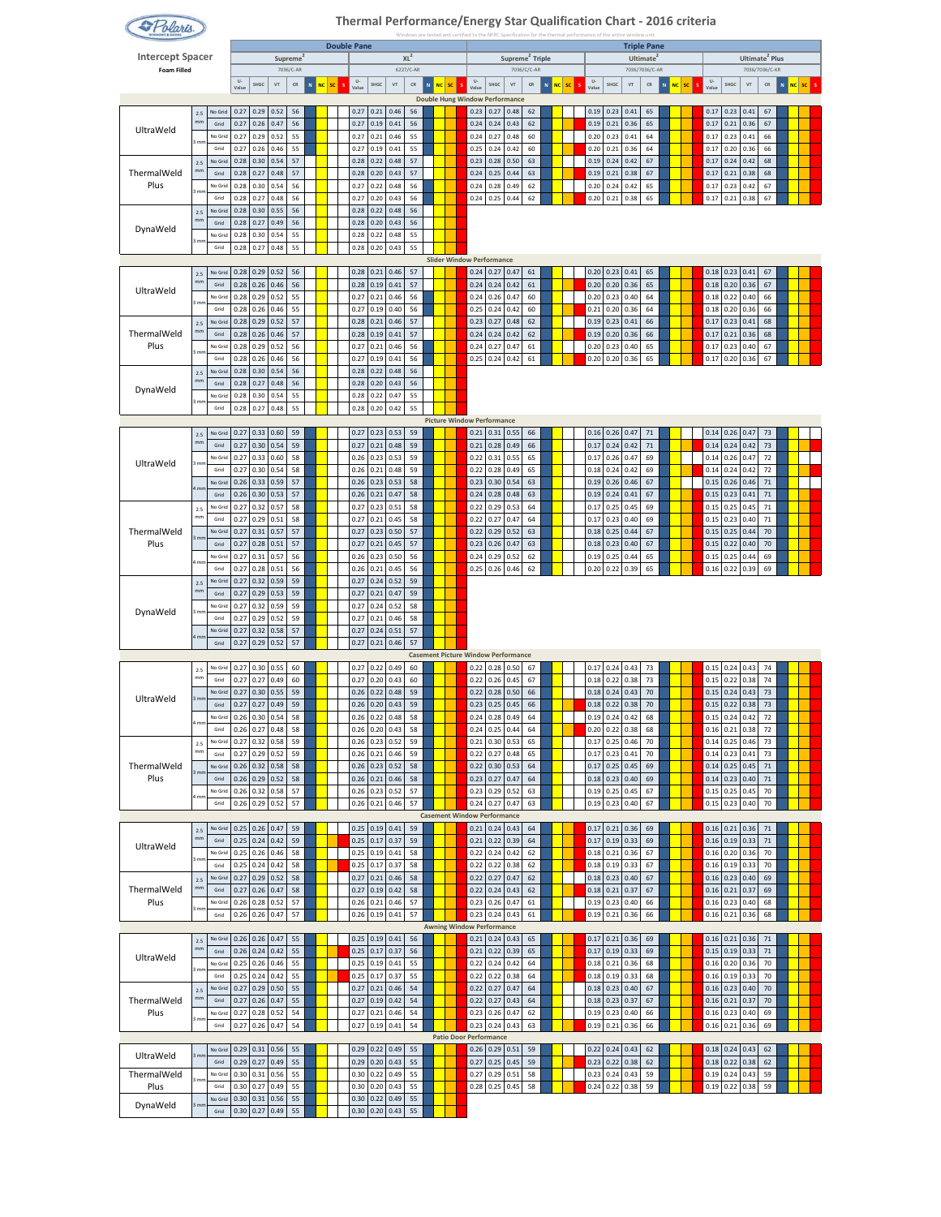# Thermal Performance/Energy Star Qualification Chart - 2016 criteria

Windows are tested and certified to the NFRC Specification for the thermal performance of the entire window unit.

**Intercept Spacer**
**Foam Filled**

| Frame | Spacer | Grid | Double Pane | | | | | | | | Triple Pane | | | | | | | | | | | |
|---|---|---|---|---|---|---|---|---|---|---|---|---|---|---|---|---|---|---|---|---|---|---|
| | | | Supreme² | | | | XL² | | | | Supreme² Triple | | | | Ultimate² | | | | Ultimate² Plus | | | |
| | | | 7036/C-AR | | | | 6227/C-AR | | | | 7036/C/C-AR | | | | 7036/7036/C-AR | | | | 7036/7036/C-KR | | | |
| | | | U-Value | SHGC | VT | CR | U-Value | SHGC | VT | CR | U-Value | SHGC | VT | CR | U-Value | SHGC | VT | CR | U-Value | SHGC | VT | CR |
| **Double Hung Window Performance** | | | | | | | | | | | | | | | | | | | | | | |
| UltraWeld | 2.5 mm | No Grid | 0.27 | 0.29 | 0.52 | 56 | 0.27 | 0.21 | 0.46 | 56 | 0.23 | 0.27 | 0.48 | 62 | 0.19 | 0.23 | 0.41 | 65 | 0.17 | 0.23 | 0.41 | 67 |
| | | Grid | 0.27 | 0.26 | 0.47 | 56 | 0.27 | 0.19 | 0.41 | 56 | 0.24 | 0.24 | 0.43 | 62 | 0.19 | 0.21 | 0.36 | 65 | 0.17 | 0.21 | 0.36 | 67 |
| | 3 mm | No Grid | 0.27 | 0.29 | 0.52 | 55 | 0.27 | 0.21 | 0.46 | 55 | 0.24 | 0.27 | 0.48 | 60 | 0.20 | 0.23 | 0.41 | 64 | 0.17 | 0.23 | 0.41 | 66 |
| | | Grid | 0.27 | 0.26 | 0.46 | 55 | 0.27 | 0.19 | 0.41 | 55 | 0.25 | 0.24 | 0.42 | 60 | 0.20 | 0.21 | 0.36 | 64 | 0.17 | 0.20 | 0.36 | 66 |
| ThermalWeld Plus | 2.5 mm | No Grid | 0.28 | 0.30 | 0.54 | 57 | 0.28 | 0.22 | 0.48 | 57 | 0.23 | 0.28 | 0.50 | 63 | 0.19 | 0.24 | 0.42 | 67 | 0.17 | 0.24 | 0.42 | 68 |
| | | Grid | 0.28 | 0.27 | 0.48 | 57 | 0.28 | 0.20 | 0.43 | 57 | 0.24 | 0.25 | 0.44 | 63 | 0.19 | 0.21 | 0.38 | 67 | 0.17 | 0.21 | 0.38 | 68 |
| | 3 mm | No Grid | 0.28 | 0.30 | 0.54 | 56 | 0.28 | 0.22 | 0.48 | 56 | 0.24 | 0.28 | 0.49 | 62 | 0.20 | 0.24 | 0.42 | 65 | 0.17 | 0.23 | 0.42 | 67 |
| | | Grid | 0.28 | 0.27 | 0.48 | 56 | 0.27 | 0.20 | 0.43 | 56 | 0.24 | 0.25 | 0.44 | 62 | 0.20 | 0.21 | 0.38 | 65 | 0.17 | 0.21 | 0.38 | 67 |
| DynaWeld | 2.5 mm | No Grid | 0.28 | 0.30 | 0.55 | 56 | 0.28 | 0.22 | 0.48 | 56 | | | | | | | | | | | | |
| | | Grid | 0.28 | 0.27 | 0.49 | 56 | 0.28 | 0.20 | 0.43 | 56 | | | | | | | | | | | | |
| | 3 mm | No Grid | 0.28 | 0.30 | 0.54 | 55 | 0.28 | 0.22 | 0.48 | 55 | | | | | | | | | | | | |
| | | Grid | 0.28 | 0.27 | 0.48 | 55 | 0.28 | 0.20 | 0.43 | 55 | | | | | | | | | | | | |
| **Slider Window Performance** | | | | | | | | | | | | | | | | | | | | | | |
| UltraWeld | 2.5 mm | No Grid | 0.28 | 0.29 | 0.52 | 56 | 0.28 | 0.21 | 0.46 | 57 | 0.24 | 0.27 | 0.47 | 61 | 0.20 | 0.23 | 0.41 | 65 | 0.18 | 0.23 | 0.41 | 67 |
| | | Grid | 0.28 | 0.26 | 0.46 | 56 | 0.28 | 0.19 | 0.41 | 57 | 0.24 | 0.24 | 0.42 | 61 | 0.20 | 0.20 | 0.36 | 65 | 0.18 | 0.20 | 0.36 | 67 |
| | 3 mm | No Grid | 0.28 | 0.29 | 0.52 | 55 | 0.27 | 0.21 | 0.46 | 56 | 0.24 | 0.26 | 0.47 | 60 | 0.20 | 0.23 | 0.40 | 64 | 0.18 | 0.22 | 0.40 | 66 |
| | | Grid | 0.28 | 0.26 | 0.46 | 55 | 0.27 | 0.19 | 0.40 | 56 | 0.25 | 0.24 | 0.42 | 60 | 0.21 | 0.20 | 0.36 | 64 | 0.18 | 0.20 | 0.36 | 66 |
| ThermalWeld Plus | 2.5 mm | No Grid | 0.28 | 0.29 | 0.52 | 57 | 0.28 | 0.21 | 0.46 | 57 | 0.23 | 0.27 | 0.48 | 62 | 0.19 | 0.23 | 0.41 | 66 | 0.17 | 0.23 | 0.41 | 68 |
| | | Grid | 0.28 | 0.26 | 0.46 | 57 | 0.28 | 0.19 | 0.41 | 57 | 0.24 | 0.24 | 0.42 | 62 | 0.19 | 0.20 | 0.36 | 66 | 0.17 | 0.21 | 0.36 | 68 |
| | 3 mm | No Grid | 0.28 | 0.29 | 0.52 | 56 | 0.27 | 0.21 | 0.46 | 56 | 0.24 | 0.27 | 0.47 | 61 | 0.20 | 0.23 | 0.40 | 65 | 0.17 | 0.23 | 0.40 | 67 |
| | | Grid | 0.28 | 0.26 | 0.46 | 56 | 0.27 | 0.19 | 0.41 | 56 | 0.25 | 0.24 | 0.42 | 61 | 0.20 | 0.20 | 0.36 | 65 | 0.17 | 0.20 | 0.36 | 67 |
| DynaWeld | 2.5 mm | No Grid | 0.28 | 0.30 | 0.54 | 56 | 0.28 | 0.22 | 0.48 | 56 | | | | | | | | | | | | |
| | | Grid | 0.28 | 0.27 | 0.48 | 56 | 0.28 | 0.20 | 0.43 | 56 | | | | | | | | | | | | |
| | 3 mm | No Grid | 0.28 | 0.30 | 0.54 | 55 | 0.28 | 0.22 | 0.47 | 55 | | | | | | | | | | | | |
| | | Grid | 0.28 | 0.27 | 0.48 | 55 | 0.28 | 0.20 | 0.42 | 55 | | | | | | | | | | | | |
| **Picture Window Performance** | | | | | | | | | | | | | | | | | | | | | | |
| UltraWeld | 2.5 mm | No Grid | 0.27 | 0.33 | 0.60 | 59 | 0.27 | 0.23 | 0.53 | 59 | 0.21 | 0.31 | 0.55 | 66 | 0.16 | 0.26 | 0.47 | 71 | 0.14 | 0.26 | 0.47 | 73 |
| | | Grid | 0.27 | 0.30 | 0.54 | 59 | 0.27 | 0.21 | 0.48 | 59 | 0.21 | 0.28 | 0.49 | 66 | 0.17 | 0.24 | 0.42 | 71 | 0.14 | 0.24 | 0.42 | 73 |
| | 3 mm | No Grid | 0.27 | 0.33 | 0.60 | 58 | 0.26 | 0.23 | 0.53 | 59 | 0.22 | 0.31 | 0.55 | 65 | 0.17 | 0.26 | 0.47 | 69 | 0.14 | 0.26 | 0.47 | 72 |
| | | Grid | 0.27 | 0.30 | 0.54 | 58 | 0.26 | 0.21 | 0.48 | 59 | 0.22 | 0.28 | 0.49 | 65 | 0.18 | 0.24 | 0.42 | 69 | 0.14 | 0.24 | 0.42 | 72 |
| | 4 mm | No Grid | 0.26 | 0.33 | 0.59 | 57 | 0.26 | 0.23 | 0.53 | 58 | 0.23 | 0.30 | 0.54 | 63 | 0.19 | 0.26 | 0.46 | 67 | 0.15 | 0.26 | 0.46 | 71 |
| | | Grid | 0.26 | 0.30 | 0.53 | 57 | 0.26 | 0.21 | 0.47 | 58 | 0.24 | 0.28 | 0.48 | 63 | 0.19 | 0.24 | 0.41 | 67 | 0.15 | 0.23 | 0.41 | 71 |
| ThermalWeld Plus | 2.5 mm | No Grid | 0.27 | 0.32 | 0.57 | 58 | 0.27 | 0.23 | 0.51 | 58 | 0.22 | 0.29 | 0.53 | 64 | 0.17 | 0.25 | 0.45 | 69 | 0.15 | 0.25 | 0.45 | 71 |
| | | Grid | 0.27 | 0.29 | 0.51 | 58 | 0.27 | 0.21 | 0.45 | 58 | 0.22 | 0.27 | 0.47 | 64 | 0.17 | 0.23 | 0.40 | 69 | 0.15 | 0.23 | 0.40 | 71 |
| | 3 mm | No Grid | 0.27 | 0.31 | 0.57 | 57 | 0.27 | 0.23 | 0.50 | 57 | 0.22 | 0.29 | 0.52 | 63 | 0.18 | 0.25 | 0.44 | 67 | 0.15 | 0.25 | 0.44 | 70 |
| | | Grid | 0.27 | 0.28 | 0.51 | 57 | 0.27 | 0.21 | 0.45 | 57 | 0.23 | 0.26 | 0.47 | 63 | 0.18 | 0.23 | 0.40 | 67 | 0.15 | 0.22 | 0.40 | 70 |
| | 4 mm | No Grid | 0.27 | 0.31 | 0.57 | 56 | 0.26 | 0.23 | 0.50 | 56 | 0.24 | 0.29 | 0.52 | 62 | 0.19 | 0.25 | 0.44 | 65 | 0.15 | 0.25 | 0.44 | 69 |
| | | Grid | 0.27 | 0.28 | 0.51 | 56 | 0.26 | 0.21 | 0.45 | 56 | 0.25 | 0.26 | 0.46 | 62 | 0.20 | 0.22 | 0.39 | 65 | 0.16 | 0.22 | 0.39 | 69 |
| DynaWeld | 2.5 mm | No Grid | 0.27 | 0.32 | 0.59 | 59 | 0.27 | 0.24 | 0.52 | 59 | | | | | | | | | | | | |
| | | Grid | 0.27 | 0.29 | 0.53 | 59 | 0.27 | 0.21 | 0.47 | 59 | | | | | | | | | | | | |
| | 3 mm | No Grid | 0.27 | 0.32 | 0.59 | 59 | 0.27 | 0.24 | 0.52 | 58 | | | | | | | | | | | | |
| | | Grid | 0.27 | 0.29 | 0.52 | 59 | 0.27 | 0.21 | 0.46 | 58 | | | | | | | | | | | | |
| | 4 mm | No Grid | 0.27 | 0.32 | 0.58 | 57 | 0.27 | 0.24 | 0.51 | 57 | | | | | | | | | | | | |
| | | Grid | 0.27 | 0.29 | 0.52 | 57 | 0.27 | 0.21 | 0.46 | 57 | | | | | | | | | | | | |
| **Casement Picture Window Performance** | | | | | | | | | | | | | | | | | | | | | | |
| UltraWeld | 2.5 mm | No Grid | 0.27 | 0.30 | 0.55 | 60 | 0.27 | 0.22 | 0.49 | 60 | 0.22 | 0.28 | 0.50 | 67 | 0.17 | 0.24 | 0.43 | 73 | 0.15 | 0.24 | 0.43 | 74 |
| | | Grid | 0.27 | 0.27 | 0.49 | 60 | 0.27 | 0.20 | 0.43 | 60 | 0.22 | 0.26 | 0.45 | 67 | 0.18 | 0.22 | 0.38 | 73 | 0.15 | 0.22 | 0.38 | 74 |
| | 3 mm | No Grid | 0.27 | 0.30 | 0.55 | 59 | 0.26 | 0.22 | 0.48 | 59 | 0.22 | 0.28 | 0.50 | 66 | 0.18 | 0.24 | 0.43 | 70 | 0.15 | 0.24 | 0.43 | 73 |
| | | Grid | 0.27 | 0.27 | 0.49 | 59 | 0.26 | 0.20 | 0.43 | 59 | 0.23 | 0.25 | 0.45 | 66 | 0.18 | 0.22 | 0.38 | 70 | 0.15 | 0.22 | 0.38 | 73 |
| | 4 mm | No Grid | 0.26 | 0.30 | 0.54 | 58 | 0.26 | 0.22 | 0.48 | 58 | 0.24 | 0.28 | 0.49 | 64 | 0.19 | 0.24 | 0.42 | 68 | 0.15 | 0.24 | 0.42 | 72 |
| | | Grid | 0.26 | 0.27 | 0.48 | 58 | 0.26 | 0.20 | 0.43 | 58 | 0.24 | 0.25 | 0.44 | 64 | 0.20 | 0.22 | 0.38 | 68 | 0.16 | 0.21 | 0.38 | 72 |
| ThermalWeld Plus | 2.5 mm | No Grid | 0.27 | 0.32 | 0.58 | 59 | 0.26 | 0.23 | 0.52 | 59 | 0.21 | 0.30 | 0.53 | 65 | 0.17 | 0.25 | 0.46 | 70 | 0.14 | 0.25 | 0.46 | 73 |
| | | Grid | 0.27 | 0.29 | 0.52 | 59 | 0.26 | 0.21 | 0.46 | 59 | 0.22 | 0.27 | 0.48 | 65 | 0.17 | 0.23 | 0.41 | 70 | 0.14 | 0.23 | 0.41 | 73 |
| | 3 mm | No Grid | 0.26 | 0.32 | 0.58 | 58 | 0.26 | 0.23 | 0.52 | 58 | 0.22 | 0.30 | 0.53 | 64 | 0.17 | 0.25 | 0.45 | 69 | 0.14 | 0.25 | 0.45 | 71 |
| | | Grid | 0.26 | 0.29 | 0.52 | 58 | 0.26 | 0.21 | 0.46 | 58 | 0.23 | 0.27 | 0.47 | 64 | 0.18 | 0.23 | 0.40 | 69 | 0.14 | 0.23 | 0.40 | 71 |
| | 4 mm | No Grid | 0.26 | 0.32 | 0.58 | 57 | 0.26 | 0.23 | 0.52 | 57 | 0.23 | 0.29 | 0.52 | 63 | 0.19 | 0.25 | 0.45 | 67 | 0.15 | 0.25 | 0.45 | 70 |
| | | Grid | 0.26 | 0.29 | 0.52 | 57 | 0.26 | 0.21 | 0.46 | 57 | 0.24 | 0.27 | 0.47 | 63 | 0.19 | 0.23 | 0.40 | 67 | 0.15 | 0.23 | 0.40 | 70 |
| **Casement Window Performance** | | | | | | | | | | | | | | | | | | | | | | |
| UltraWeld | 2.5 mm | No Grid | 0.25 | 0.26 | 0.47 | 59 | 0.25 | 0.19 | 0.41 | 59 | 0.21 | 0.24 | 0.43 | 64 | 0.17 | 0.21 | 0.36 | 69 | 0.16 | 0.21 | 0.36 | 71 |
| | | Grid | 0.25 | 0.24 | 0.42 | 59 | 0.25 | 0.17 | 0.37 | 59 | 0.21 | 0.22 | 0.39 | 64 | 0.17 | 0.19 | 0.33 | 69 | 0.16 | 0.19 | 0.33 | 71 |
| | 3 mm | No Grid | 0.25 | 0.26 | 0.46 | 58 | 0.25 | 0.19 | 0.41 | 58 | 0.22 | 0.24 | 0.42 | 62 | 0.18 | 0.21 | 0.36 | 67 | 0.16 | 0.20 | 0.36 | 70 |
| | | Grid | 0.25 | 0.24 | 0.42 | 58 | 0.25 | 0.17 | 0.37 | 58 | 0.22 | 0.22 | 0.38 | 62 | 0.18 | 0.19 | 0.33 | 67 | 0.16 | 0.19 | 0.33 | 70 |
| ThermalWeld Plus | 2.5 mm | No Grid | 0.27 | 0.29 | 0.52 | 58 | 0.27 | 0.21 | 0.46 | 58 | 0.22 | 0.27 | 0.47 | 62 | 0.18 | 0.23 | 0.40 | 67 | 0.16 | 0.23 | 0.40 | 69 |
| | | Grid | 0.27 | 0.26 | 0.47 | 58 | 0.27 | 0.19 | 0.42 | 58 | 0.22 | 0.24 | 0.43 | 62 | 0.18 | 0.21 | 0.37 | 67 | 0.16 | 0.21 | 0.37 | 69 |
| | 3 mm | No Grid | 0.26 | 0.28 | 0.52 | 57 | 0.26 | 0.21 | 0.46 | 57 | 0.23 | 0.26 | 0.47 | 61 | 0.19 | 0.23 | 0.40 | 66 | 0.16 | 0.23 | 0.40 | 68 |
| | | Grid | 0.26 | 0.26 | 0.47 | 57 | 0.26 | 0.19 | 0.41 | 57 | 0.23 | 0.24 | 0.43 | 61 | 0.19 | 0.21 | 0.36 | 66 | 0.16 | 0.21 | 0.36 | 68 |
| **Awning Window Performance** | | | | | | | | | | | | | | | | | | | | | | |
| UltraWeld | 2.5 mm | No Grid | 0.26 | 0.26 | 0.47 | 55 | 0.25 | 0.19 | 0.41 | 56 | 0.21 | 0.24 | 0.43 | 65 | 0.17 | 0.21 | 0.36 | 69 | 0.16 | 0.21 | 0.36 | 71 |
| | | Grid | 0.26 | 0.24 | 0.42 | 55 | 0.25 | 0.17 | 0.37 | 56 | 0.21 | 0.22 | 0.39 | 65 | 0.17 | 0.19 | 0.33 | 69 | 0.15 | 0.19 | 0.33 | 71 |
| | 3 mm | No Grid | 0.25 | 0.26 | 0.46 | 55 | 0.25 | 0.19 | 0.41 | 55 | 0.22 | 0.24 | 0.42 | 64 | 0.18 | 0.21 | 0.36 | 68 | 0.16 | 0.20 | 0.36 | 70 |
| | | Grid | 0.25 | 0.24 | 0.42 | 55 | 0.25 | 0.17 | 0.37 | 55 | 0.22 | 0.22 | 0.38 | 64 | 0.18 | 0.19 | 0.33 | 68 | 0.16 | 0.19 | 0.33 | 70 |
| ThermalWeld Plus | 2.5 mm | No Grid | 0.27 | 0.29 | 0.50 | 55 | 0.27 | 0.21 | 0.46 | 54 | 0.22 | 0.27 | 0.47 | 64 | 0.18 | 0.23 | 0.40 | 67 | 0.16 | 0.23 | 0.40 | 70 |
| | | Grid | 0.27 | 0.26 | 0.47 | 55 | 0.27 | 0.19 | 0.42 | 54 | 0.22 | 0.27 | 0.43 | 64 | 0.18 | 0.23 | 0.37 | 67 | 0.16 | 0.21 | 0.37 | 70 |
| | 3 mm | No Grid | 0.27 | 0.28 | 0.52 | 54 | 0.27 | 0.21 | 0.46 | 54 | 0.23 | 0.26 | 0.47 | 62 | 0.19 | 0.23 | 0.40 | 66 | 0.16 | 0.23 | 0.40 | 69 |
| | | Grid | 0.27 | 0.26 | 0.47 | 54 | 0.27 | 0.19 | 0.41 | 54 | 0.23 | 0.24 | 0.43 | 63 | 0.19 | 0.21 | 0.36 | 66 | 0.16 | 0.21 | 0.36 | 69 |
| **Patio Door Performance** | | | | | | | | | | | | | | | | | | | | | | |
| UltraWeld | 3 mm | No Grid | 0.29 | 0.31 | 0.56 | 55 | 0.29 | 0.22 | 0.49 | 55 | 0.26 | 0.29 | 0.51 | 59 | 0.22 | 0.24 | 0.43 | 62 | 0.18 | 0.24 | 0.43 | 62 |
| | | Grid | 0.29 | 0.27 | 0.49 | 55 | 0.29 | 0.20 | 0.43 | 55 | 0.27 | 0.25 | 0.45 | 59 | 0.23 | 0.22 | 0.38 | 62 | 0.18 | 0.22 | 0.38 | 62 |
| ThermalWeld Plus | 3 mm | No Grid | 0.30 | 0.31 | 0.56 | 55 | 0.30 | 0.22 | 0.49 | 55 | 0.27 | 0.29 | 0.51 | 58 | 0.23 | 0.24 | 0.43 | 59 | 0.19 | 0.24 | 0.43 | 59 |
| | | Grid | 0.30 | 0.27 | 0.49 | 55 | 0.30 | 0.20 | 0.43 | 55 | 0.28 | 0.25 | 0.45 | 58 | 0.24 | 0.22 | 0.38 | 59 | 0.19 | 0.22 | 0.38 | 59 |
| DynaWeld | 3 mm | No Grid | 0.30 | 0.31 | 0.56 | 55 | 0.30 | 0.22 | 0.49 | 55 | | | | | | | | | | | | |
| | | Grid | 0.30 | 0.27 | 0.49 | 55 | 0.30 | 0.20 | 0.43 | 55 | | | | | | | | | | | | |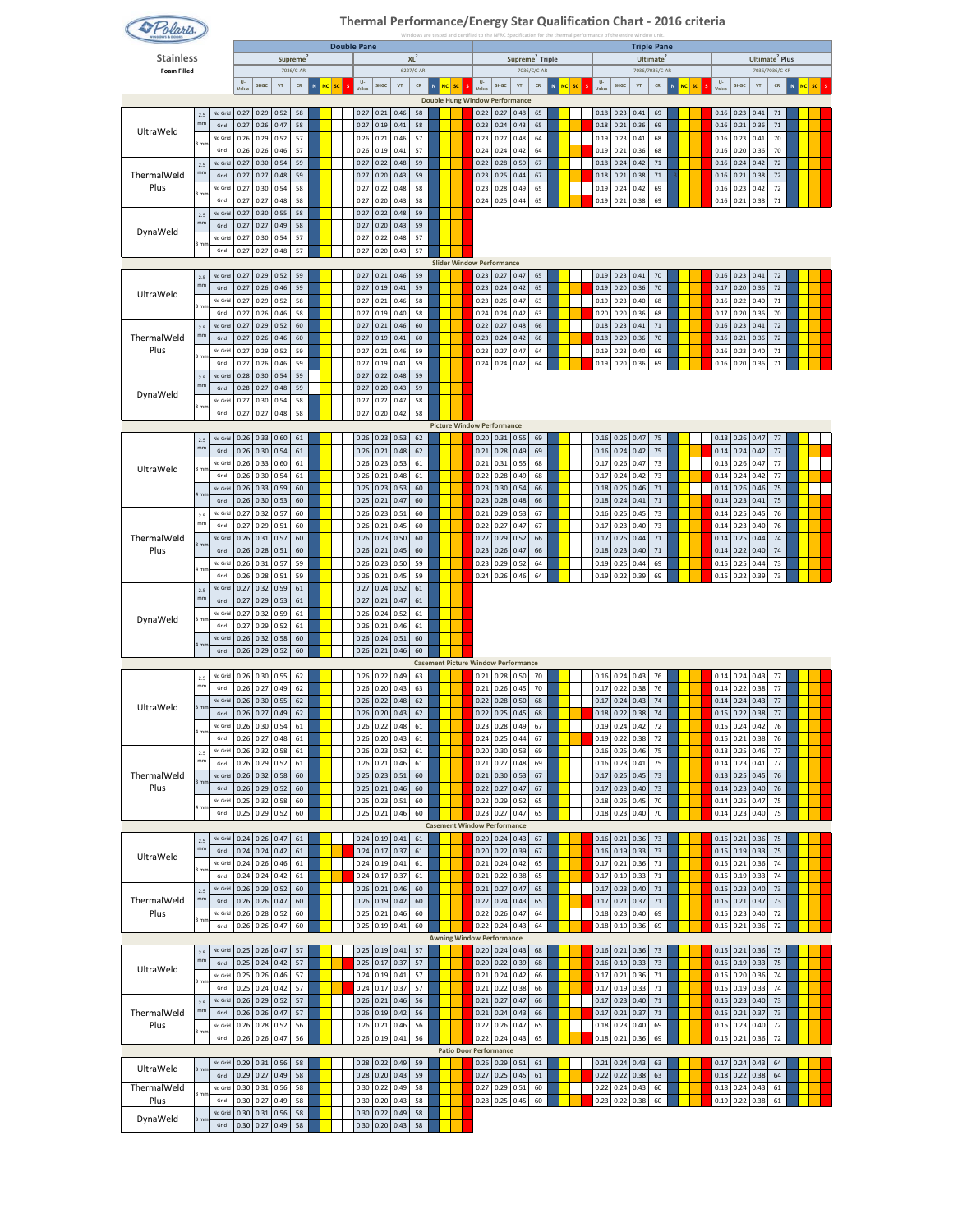# Thermal Performance/Energy Star Qualification Chart - 2016 criteria

Windows are tested and certified to the NFRC Specification for the thermal performance of the entire window unit.

**Stainless**
**Foam Filled**

| | | | Double Pane | | | | | | | | Triple Pane | | | | | | | | | | | |
|---|---|---|---|---|---|---|---|---|---|---|---|---|---|---|---|---|---|---|---|---|---|---|
| | | | Supreme² 7036/C-AR | | | | XL² 6227/C-AR | | | | Supreme² Triple 7036/C/C-AR | | | | Ultimate² 7036/7036/C-AR | | | | Ultimate² Plus 7036/7036/C-KR | | | |
| Frame | Glass | Grid | U-Value | SHGC | VT | CR | U-Value | SHGC | VT | CR | U-Value | SHGC | VT | CR | U-Value | SHGC | VT | CR | U-Value | SHGC | VT | CR |
| **Double Hung Window Performance** | | | | | | | | | | | | | | | | | | | | | | |
| UltraWeld | 2.5 mm | No Grid | 0.27 | 0.29 | 0.52 | 58 | 0.27 | 0.21 | 0.46 | 58 | 0.22 | 0.27 | 0.48 | 65 | 0.18 | 0.23 | 0.41 | 69 | 0.16 | 0.23 | 0.41 | 71 |
| | | Grid | 0.27 | 0.26 | 0.47 | 58 | 0.27 | 0.19 | 0.41 | 58 | 0.23 | 0.24 | 0.43 | 65 | 0.18 | 0.21 | 0.36 | 69 | 0.16 | 0.21 | 0.36 | 71 |
| | 3 mm | No Grid | 0.26 | 0.29 | 0.52 | 57 | 0.26 | 0.21 | 0.46 | 57 | 0.23 | 0.27 | 0.48 | 64 | 0.19 | 0.23 | 0.41 | 68 | 0.16 | 0.23 | 0.41 | 70 |
| | | Grid | 0.26 | 0.26 | 0.46 | 57 | 0.26 | 0.19 | 0.41 | 57 | 0.24 | 0.24 | 0.42 | 64 | 0.19 | 0.21 | 0.36 | 68 | 0.16 | 0.20 | 0.36 | 70 |
| ThermalWeld Plus | 2.5 mm | No Grid | 0.27 | 0.30 | 0.54 | 59 | 0.27 | 0.22 | 0.48 | 59 | 0.22 | 0.28 | 0.50 | 67 | 0.18 | 0.24 | 0.42 | 71 | 0.16 | 0.24 | 0.42 | 72 |
| | | Grid | 0.27 | 0.27 | 0.48 | 59 | 0.27 | 0.20 | 0.43 | 59 | 0.23 | 0.25 | 0.44 | 67 | 0.18 | 0.21 | 0.38 | 71 | 0.16 | 0.21 | 0.38 | 72 |
| | 3 mm | No Grid | 0.27 | 0.30 | 0.54 | 58 | 0.27 | 0.22 | 0.48 | 58 | 0.23 | 0.28 | 0.49 | 65 | 0.19 | 0.24 | 0.42 | 69 | 0.16 | 0.23 | 0.42 | 72 |
| | | Grid | 0.27 | 0.27 | 0.48 | 58 | 0.27 | 0.20 | 0.43 | 58 | 0.24 | 0.25 | 0.44 | 65 | 0.19 | 0.21 | 0.38 | 69 | 0.16 | 0.21 | 0.38 | 71 |
| DynaWeld | 2.5 mm | No Grid | 0.27 | 0.30 | 0.55 | 58 | 0.27 | 0.22 | 0.48 | 59 | | | | | | | | | | | | |
| | | Grid | 0.27 | 0.27 | 0.49 | 58 | 0.27 | 0.20 | 0.43 | 59 | | | | | | | | | | | | |
| | 3 mm | No Grid | 0.27 | 0.30 | 0.54 | 57 | 0.27 | 0.22 | 0.48 | 57 | | | | | | | | | | | | |
| | | Grid | 0.27 | 0.27 | 0.48 | 57 | 0.27 | 0.20 | 0.43 | 57 | | | | | | | | | | | | |
| **Slider Window Performance** | | | | | | | | | | | | | | | | | | | | | | |
| UltraWeld | 2.5 mm | No Grid | 0.27 | 0.29 | 0.52 | 59 | 0.27 | 0.21 | 0.46 | 59 | 0.23 | 0.27 | 0.47 | 65 | 0.19 | 0.23 | 0.41 | 70 | 0.16 | 0.23 | 0.41 | 72 |
| | | Grid | 0.27 | 0.26 | 0.46 | 59 | 0.27 | 0.19 | 0.41 | 59 | 0.23 | 0.24 | 0.42 | 65 | 0.19 | 0.20 | 0.36 | 70 | 0.17 | 0.20 | 0.36 | 72 |
| | 3 mm | No Grid | 0.27 | 0.29 | 0.52 | 58 | 0.27 | 0.21 | 0.46 | 58 | 0.23 | 0.26 | 0.47 | 63 | 0.19 | 0.23 | 0.40 | 68 | 0.16 | 0.22 | 0.40 | 71 |
| | | Grid | 0.27 | 0.26 | 0.46 | 58 | 0.27 | 0.19 | 0.40 | 58 | 0.24 | 0.24 | 0.42 | 63 | 0.20 | 0.20 | 0.36 | 68 | 0.17 | 0.20 | 0.36 | 70 |
| ThermalWeld Plus | 2.5 mm | No Grid | 0.27 | 0.29 | 0.52 | 60 | 0.27 | 0.21 | 0.46 | 60 | 0.22 | 0.27 | 0.48 | 66 | 0.18 | 0.23 | 0.41 | 71 | 0.16 | 0.23 | 0.41 | 72 |
| | | Grid | 0.27 | 0.26 | 0.46 | 60 | 0.27 | 0.19 | 0.41 | 60 | 0.23 | 0.24 | 0.42 | 66 | 0.18 | 0.20 | 0.36 | 70 | 0.16 | 0.21 | 0.36 | 72 |
| | 3 mm | No Grid | 0.27 | 0.29 | 0.52 | 59 | 0.27 | 0.21 | 0.46 | 59 | 0.23 | 0.27 | 0.47 | 64 | 0.19 | 0.23 | 0.40 | 69 | 0.16 | 0.23 | 0.40 | 71 |
| | | Grid | 0.27 | 0.26 | 0.46 | 59 | 0.27 | 0.19 | 0.41 | 59 | 0.24 | 0.24 | 0.42 | 64 | 0.19 | 0.20 | 0.36 | 69 | 0.16 | 0.20 | 0.36 | 71 |
| DynaWeld | 2.5 mm | No Grid | 0.28 | 0.30 | 0.54 | 59 | 0.27 | 0.22 | 0.48 | 59 | | | | | | | | | | | | |
| | | Grid | 0.28 | 0.27 | 0.48 | 59 | 0.27 | 0.20 | 0.43 | 59 | | | | | | | | | | | | |
| | 3 mm | No Grid | 0.27 | 0.30 | 0.54 | 58 | 0.27 | 0.22 | 0.47 | 58 | | | | | | | | | | | | |
| | | Grid | 0.27 | 0.27 | 0.48 | 58 | 0.27 | 0.20 | 0.42 | 58 | | | | | | | | | | | | |
| **Picture Window Performance** | | | | | | | | | | | | | | | | | | | | | | |
| UltraWeld | 2.5 mm | No Grid | 0.26 | 0.33 | 0.60 | 61 | 0.26 | 0.23 | 0.53 | 62 | 0.20 | 0.31 | 0.55 | 69 | 0.16 | 0.26 | 0.47 | 75 | 0.13 | 0.26 | 0.47 | 77 |
| | | Grid | 0.26 | 0.30 | 0.54 | 61 | 0.26 | 0.21 | 0.48 | 62 | 0.21 | 0.28 | 0.49 | 69 | 0.16 | 0.24 | 0.42 | 75 | 0.14 | 0.24 | 0.42 | 77 |
| | 3 mm | No Grid | 0.26 | 0.33 | 0.60 | 61 | 0.26 | 0.23 | 0.53 | 61 | 0.21 | 0.31 | 0.55 | 68 | 0.17 | 0.26 | 0.47 | 73 | 0.13 | 0.26 | 0.47 | 77 |
| | | Grid | 0.26 | 0.30 | 0.54 | 61 | 0.26 | 0.21 | 0.48 | 61 | 0.22 | 0.28 | 0.49 | 68 | 0.17 | 0.24 | 0.42 | 73 | 0.14 | 0.24 | 0.42 | 77 |
| | 4 mm | No Grid | 0.26 | 0.33 | 0.59 | 60 | 0.25 | 0.23 | 0.53 | 60 | 0.23 | 0.30 | 0.54 | 66 | 0.18 | 0.26 | 0.46 | 71 | 0.14 | 0.26 | 0.46 | 75 |
| | | Grid | 0.26 | 0.30 | 0.53 | 60 | 0.25 | 0.21 | 0.47 | 60 | 0.23 | 0.28 | 0.48 | 66 | 0.18 | 0.24 | 0.41 | 71 | 0.14 | 0.23 | 0.41 | 75 |
| ThermalWeld Plus | 2.5 mm | No Grid | 0.27 | 0.32 | 0.57 | 60 | 0.26 | 0.23 | 0.51 | 60 | 0.21 | 0.29 | 0.53 | 67 | 0.16 | 0.25 | 0.45 | 73 | 0.14 | 0.25 | 0.45 | 76 |
| | | Grid | 0.27 | 0.29 | 0.51 | 60 | 0.26 | 0.21 | 0.45 | 60 | 0.22 | 0.27 | 0.47 | 67 | 0.17 | 0.23 | 0.40 | 73 | 0.14 | 0.23 | 0.40 | 76 |
| | 3 mm | No Grid | 0.26 | 0.31 | 0.57 | 60 | 0.26 | 0.23 | 0.50 | 60 | 0.22 | 0.29 | 0.52 | 66 | 0.17 | 0.25 | 0.44 | 71 | 0.14 | 0.25 | 0.44 | 74 |
| | | Grid | 0.26 | 0.28 | 0.51 | 60 | 0.26 | 0.21 | 0.45 | 60 | 0.23 | 0.26 | 0.47 | 66 | 0.18 | 0.23 | 0.40 | 71 | 0.14 | 0.22 | 0.40 | 74 |
| | 4 mm | No Grid | 0.26 | 0.31 | 0.57 | 59 | 0.26 | 0.23 | 0.50 | 59 | 0.23 | 0.29 | 0.52 | 64 | 0.19 | 0.25 | 0.44 | 69 | 0.15 | 0.25 | 0.44 | 73 |
| | | Grid | 0.26 | 0.28 | 0.51 | 59 | 0.26 | 0.21 | 0.45 | 59 | 0.24 | 0.26 | 0.46 | 64 | 0.19 | 0.22 | 0.39 | 69 | 0.15 | 0.22 | 0.39 | 73 |
| DynaWeld | 2.5 mm | No Grid | 0.27 | 0.32 | 0.59 | 61 | 0.27 | 0.24 | 0.52 | 61 | | | | | | | | | | | | |
| | | Grid | 0.27 | 0.29 | 0.53 | 61 | 0.27 | 0.21 | 0.47 | 61 | | | | | | | | | | | | |
| | 3 mm | No Grid | 0.27 | 0.32 | 0.59 | 61 | 0.26 | 0.24 | 0.52 | 61 | | | | | | | | | | | | |
| | | Grid | 0.27 | 0.29 | 0.52 | 61 | 0.26 | 0.21 | 0.46 | 61 | | | | | | | | | | | | |
| | 4 mm | No Grid | 0.26 | 0.32 | 0.58 | 60 | 0.26 | 0.24 | 0.51 | 60 | | | | | | | | | | | | |
| | | Grid | 0.26 | 0.29 | 0.52 | 60 | 0.26 | 0.21 | 0.46 | 60 | | | | | | | | | | | | |
| **Casement Picture Window Performance** | | | | | | | | | | | | | | | | | | | | | | |
| UltraWeld | 2.5 mm | No Grid | 0.26 | 0.30 | 0.55 | 62 | 0.26 | 0.22 | 0.49 | 63 | 0.21 | 0.28 | 0.50 | 70 | 0.16 | 0.24 | 0.43 | 76 | 0.14 | 0.24 | 0.43 | 77 |
| | | Grid | 0.26 | 0.27 | 0.49 | 62 | 0.26 | 0.20 | 0.43 | 63 | 0.21 | 0.26 | 0.45 | 70 | 0.17 | 0.22 | 0.38 | 76 | 0.14 | 0.22 | 0.38 | 77 |
| | 3 mm | No Grid | 0.26 | 0.30 | 0.55 | 62 | 0.26 | 0.22 | 0.48 | 62 | 0.22 | 0.28 | 0.50 | 68 | 0.17 | 0.24 | 0.43 | 74 | 0.14 | 0.24 | 0.43 | 77 |
| | | Grid | 0.26 | 0.27 | 0.49 | 62 | 0.26 | 0.20 | 0.43 | 62 | 0.22 | 0.25 | 0.45 | 68 | 0.18 | 0.22 | 0.38 | 74 | 0.15 | 0.22 | 0.38 | 77 |
| | 4 mm | No Grid | 0.26 | 0.30 | 0.54 | 61 | 0.26 | 0.22 | 0.48 | 61 | 0.23 | 0.28 | 0.49 | 67 | 0.19 | 0.24 | 0.42 | 72 | 0.15 | 0.24 | 0.42 | 76 |
| | | Grid | 0.26 | 0.27 | 0.48 | 61 | 0.26 | 0.20 | 0.43 | 61 | 0.24 | 0.25 | 0.44 | 67 | 0.19 | 0.22 | 0.38 | 72 | 0.15 | 0.21 | 0.38 | 76 |
| ThermalWeld Plus | 2.5 mm | No Grid | 0.26 | 0.32 | 0.58 | 61 | 0.26 | 0.23 | 0.52 | 61 | 0.20 | 0.30 | 0.53 | 69 | 0.16 | 0.25 | 0.46 | 75 | 0.13 | 0.25 | 0.46 | 77 |
| | | Grid | 0.26 | 0.29 | 0.52 | 61 | 0.26 | 0.21 | 0.46 | 61 | 0.21 | 0.27 | 0.48 | 69 | 0.16 | 0.23 | 0.41 | 75 | 0.14 | 0.23 | 0.41 | 77 |
| | 3 mm | No Grid | 0.26 | 0.32 | 0.58 | 60 | 0.25 | 0.23 | 0.51 | 60 | 0.21 | 0.30 | 0.53 | 67 | 0.17 | 0.25 | 0.45 | 73 | 0.13 | 0.25 | 0.45 | 76 |
| | | Grid | 0.26 | 0.29 | 0.52 | 60 | 0.25 | 0.21 | 0.46 | 60 | 0.22 | 0.27 | 0.47 | 67 | 0.17 | 0.23 | 0.40 | 73 | 0.14 | 0.23 | 0.40 | 76 |
| | 4 mm | No Grid | 0.25 | 0.32 | 0.58 | 60 | 0.25 | 0.23 | 0.51 | 60 | 0.22 | 0.29 | 0.52 | 65 | 0.18 | 0.25 | 0.45 | 70 | 0.14 | 0.25 | 0.47 | 75 |
| | | Grid | 0.25 | 0.29 | 0.52 | 60 | 0.25 | 0.21 | 0.46 | 60 | 0.23 | 0.27 | 0.47 | 65 | 0.18 | 0.23 | 0.40 | 70 | 0.14 | 0.23 | 0.40 | 75 |
| **Casement Window Performance** | | | | | | | | | | | | | | | | | | | | | | |
| UltraWeld | 2.5 mm | No Grid | 0.24 | 0.26 | 0.47 | 61 | 0.24 | 0.19 | 0.41 | 61 | 0.20 | 0.24 | 0.43 | 67 | 0.16 | 0.21 | 0.36 | 73 | 0.15 | 0.21 | 0.36 | 75 |
| | | Grid | 0.24 | 0.24 | 0.42 | 61 | 0.24 | 0.17 | 0.37 | 61 | 0.20 | 0.22 | 0.39 | 67 | 0.16 | 0.19 | 0.33 | 73 | 0.15 | 0.19 | 0.33 | 75 |
| | 3 mm | No Grid | 0.24 | 0.26 | 0.46 | 61 | 0.24 | 0.19 | 0.41 | 61 | 0.21 | 0.24 | 0.42 | 65 | 0.17 | 0.21 | 0.36 | 71 | 0.15 | 0.21 | 0.36 | 74 |
| | | Grid | 0.24 | 0.24 | 0.42 | 61 | 0.24 | 0.17 | 0.37 | 61 | 0.21 | 0.22 | 0.38 | 65 | 0.17 | 0.19 | 0.33 | 71 | 0.15 | 0.19 | 0.33 | 74 |
| ThermalWeld Plus | 2.5 mm | No Grid | 0.26 | 0.29 | 0.52 | 60 | 0.26 | 0.21 | 0.46 | 60 | 0.21 | 0.27 | 0.47 | 65 | 0.17 | 0.23 | 0.40 | 71 | 0.15 | 0.23 | 0.40 | 73 |
| | | Grid | 0.26 | 0.26 | 0.47 | 60 | 0.26 | 0.19 | 0.42 | 60 | 0.22 | 0.24 | 0.43 | 65 | 0.17 | 0.21 | 0.37 | 71 | 0.15 | 0.21 | 0.37 | 73 |
| | 3 mm | No Grid | 0.26 | 0.28 | 0.52 | 60 | 0.25 | 0.21 | 0.46 | 60 | 0.22 | 0.26 | 0.47 | 64 | 0.18 | 0.23 | 0.40 | 69 | 0.15 | 0.23 | 0.40 | 72 |
| | | Grid | 0.26 | 0.26 | 0.47 | 60 | 0.25 | 0.19 | 0.41 | 60 | 0.22 | 0.24 | 0.43 | 64 | 0.18 | 0.10 | 0.36 | 69 | 0.15 | 0.21 | 0.36 | 72 |
| **Awning Window Performance** | | | | | | | | | | | | | | | | | | | | | | |
| UltraWeld | 2.5 mm | No Grid | 0.25 | 0.26 | 0.47 | 57 | 0.25 | 0.19 | 0.41 | 57 | 0.20 | 0.24 | 0.43 | 68 | 0.16 | 0.21 | 0.36 | 73 | 0.15 | 0.21 | 0.36 | 75 |
| | | Grid | 0.25 | 0.24 | 0.42 | 57 | 0.25 | 0.17 | 0.37 | 57 | 0.20 | 0.22 | 0.39 | 68 | 0.16 | 0.19 | 0.33 | 73 | 0.15 | 0.19 | 0.33 | 75 |
| | 3 mm | No Grid | 0.25 | 0.26 | 0.46 | 57 | 0.24 | 0.19 | 0.41 | 57 | 0.21 | 0.24 | 0.42 | 66 | 0.17 | 0.21 | 0.36 | 71 | 0.15 | 0.20 | 0.36 | 74 |
| | | Grid | 0.25 | 0.24 | 0.42 | 57 | 0.24 | 0.17 | 0.37 | 57 | 0.21 | 0.22 | 0.38 | 66 | 0.17 | 0.19 | 0.33 | 71 | 0.15 | 0.19 | 0.33 | 74 |
| ThermalWeld Plus | 2.5 mm | No Grid | 0.26 | 0.29 | 0.52 | 57 | 0.26 | 0.21 | 0.46 | 56 | 0.21 | 0.27 | 0.47 | 66 | 0.17 | 0.23 | 0.40 | 71 | 0.15 | 0.23 | 0.40 | 73 |
| | | Grid | 0.26 | 0.26 | 0.47 | 57 | 0.26 | 0.19 | 0.42 | 56 | 0.21 | 0.24 | 0.43 | 66 | 0.17 | 0.21 | 0.37 | 71 | 0.15 | 0.21 | 0.37 | 73 |
| | 3 mm | No Grid | 0.26 | 0.28 | 0.52 | 56 | 0.26 | 0.21 | 0.46 | 56 | 0.22 | 0.26 | 0.47 | 65 | 0.18 | 0.23 | 0.40 | 69 | 0.15 | 0.23 | 0.40 | 72 |
| | | Grid | 0.26 | 0.26 | 0.47 | 56 | 0.26 | 0.19 | 0.41 | 56 | 0.22 | 0.24 | 0.43 | 65 | 0.18 | 0.21 | 0.36 | 69 | 0.15 | 0.21 | 0.36 | 72 |
| **Patio Door Performance** | | | | | | | | | | | | | | | | | | | | | | |
| UltraWeld | 3 mm | No Grid | 0.29 | 0.31 | 0.56 | 58 | 0.28 | 0.22 | 0.49 | 59 | 0.26 | 0.29 | 0.51 | 61 | 0.21 | 0.24 | 0.43 | 63 | 0.17 | 0.24 | 0.43 | 64 |
| | | Grid | 0.29 | 0.27 | 0.49 | 58 | 0.28 | 0.20 | 0.43 | 59 | 0.27 | 0.25 | 0.45 | 61 | 0.22 | 0.22 | 0.38 | 63 | 0.18 | 0.22 | 0.38 | 64 |
| ThermalWeld Plus | 3 mm | No Grid | 0.30 | 0.31 | 0.56 | 58 | 0.30 | 0.22 | 0.49 | 58 | 0.27 | 0.29 | 0.51 | 60 | 0.22 | 0.24 | 0.43 | 60 | 0.18 | 0.24 | 0.43 | 61 |
| | | Grid | 0.30 | 0.27 | 0.49 | 58 | 0.30 | 0.20 | 0.43 | 58 | 0.28 | 0.25 | 0.45 | 60 | 0.23 | 0.22 | 0.38 | 60 | 0.19 | 0.22 | 0.38 | 61 |
| DynaWeld | 3 mm | No Grid | 0.30 | 0.31 | 0.56 | 58 | 0.30 | 0.22 | 0.49 | 58 | | | | | | | | | | | | |
| | | Grid | 0.30 | 0.27 | 0.49 | 58 | 0.30 | 0.20 | 0.43 | 58 | | | | | | | | | | | | |